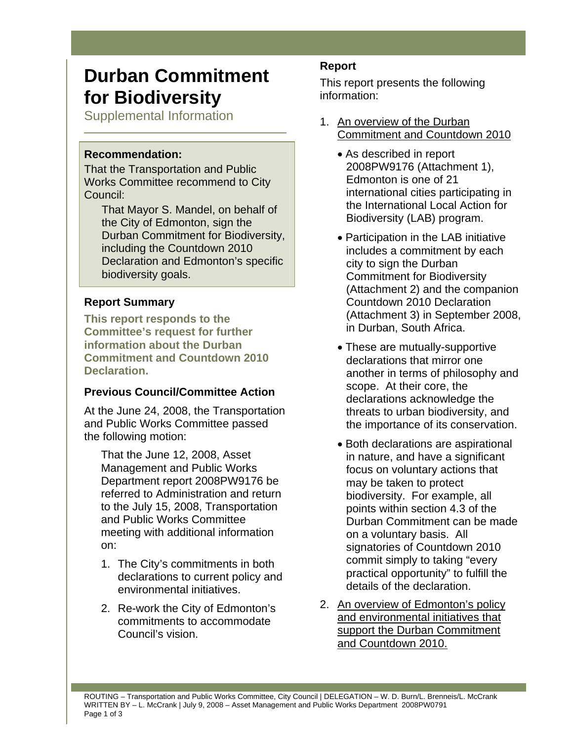# Durban Commitment for Biodiversity

Supplemental Information

**Recommendation:**

That the Transportation and Public Works Committee recommend to City Council:

> That Mayor S. Mandel, on behalf of the City of Edmonton, sign the Durban Commitment for Biodiversity, including the Countdown 2010 Declaration and Edmonton's specific biodiversity goals.

## Report Summary

**This report responds to the Committee's request for further information about the Durban Commitment and Countdown 2010 Declaration.**

## Previous Council/Committee Action

At the June 24, 2008, the Transportation and Public Works Committee passed the following motion:

> That the June 12, 2008, Asset Management and Public Works Department report 2008PW9176 be referred to Administration and return to the July 15, 2008, Transportation and Public Works Committee meeting with additional information on:
>
> 1. The City's commitments in both declarations to current policy and environmental initiatives.
> 2. Re-work the City of Edmonton's commitments to accommodate Council's vision.

## Report

This report presents the following information:

1. An overview of the Durban Commitment and Countdown 2010
   - As described in report 2008PW9176 (Attachment 1), Edmonton is one of 21 international cities participating in the International Local Action for Biodiversity (LAB) program.
   - Participation in the LAB initiative includes a commitment by each city to sign the Durban Commitment for Biodiversity (Attachment 2) and the companion Countdown 2010 Declaration (Attachment 3) in September 2008, in Durban, South Africa.
   - These are mutually-supportive declarations that mirror one another in terms of philosophy and scope. At their core, the declarations acknowledge the threats to urban biodiversity, and the importance of its conservation.
   - Both declarations are aspirational in nature, and have a significant focus on voluntary actions that may be taken to protect biodiversity. For example, all points within section 4.3 of the Durban Commitment can be made on a voluntary basis. All signatories of Countdown 2010 commit simply to taking "every practical opportunity" to fulfill the details of the declaration.
2. An overview of Edmonton's policy and environmental initiatives that support the Durban Commitment and Countdown 2010.

ROUTING – Transportation and Public Works Committee, City Council | DELEGATION – W. D. Burn/L. Brenneis/L. McCrank
WRITTEN BY – L. McCrank | July 9, 2008 – Asset Management and Public Works Department 2008PW0791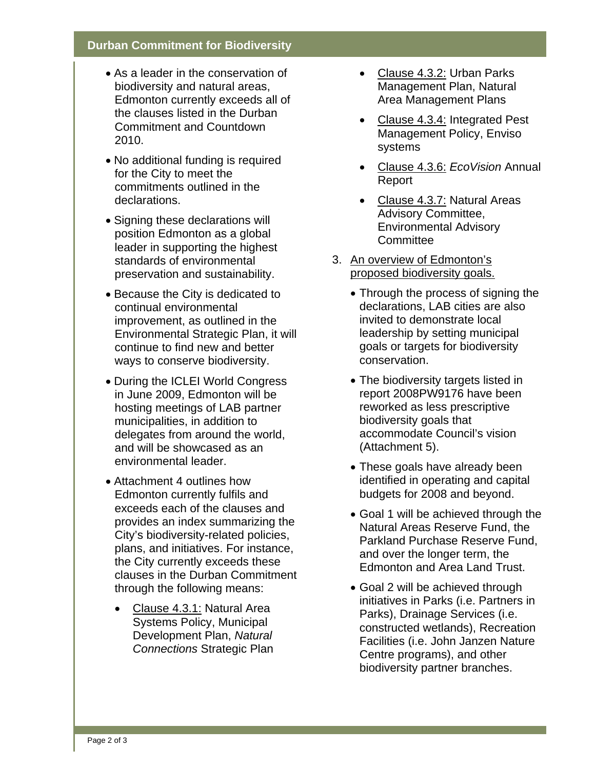## Durban Commitment for Biodiversity

- As a leader in the conservation of biodiversity and natural areas, Edmonton currently exceeds all of the clauses listed in the Durban Commitment and Countdown 2010.
- No additional funding is required for the City to meet the commitments outlined in the declarations.
- Signing these declarations will position Edmonton as a global leader in supporting the highest standards of environmental preservation and sustainability.
- Because the City is dedicated to continual environmental improvement, as outlined in the Environmental Strategic Plan, it will continue to find new and better ways to conserve biodiversity.
- During the ICLEI World Congress in June 2009, Edmonton will be hosting meetings of LAB partner municipalities, in addition to delegates from around the world, and will be showcased as an environmental leader.
- Attachment 4 outlines how Edmonton currently fulfils and exceeds each of the clauses and provides an index summarizing the City's biodiversity-related policies, plans, and initiatives. For instance, the City currently exceeds these clauses in the Durban Commitment through the following means:
  - Clause 4.3.1: Natural Area Systems Policy, Municipal Development Plan, *Natural Connections* Strategic Plan
  - Clause 4.3.2: Urban Parks Management Plan, Natural Area Management Plans
  - Clause 4.3.4: Integrated Pest Management Policy, Enviso systems
  - Clause 4.3.6: *EcoVision* Annual Report
  - Clause 4.3.7: Natural Areas Advisory Committee, Environmental Advisory Committee

3. An overview of Edmonton's proposed biodiversity goals.
   - Through the process of signing the declarations, LAB cities are also invited to demonstrate local leadership by setting municipal goals or targets for biodiversity conservation.
   - The biodiversity targets listed in report 2008PW9176 have been reworked as less prescriptive biodiversity goals that accommodate Council's vision (Attachment 5).
   - These goals have already been identified in operating and capital budgets for 2008 and beyond.
   - Goal 1 will be achieved through the Natural Areas Reserve Fund, the Parkland Purchase Reserve Fund, and over the longer term, the Edmonton and Area Land Trust.
   - Goal 2 will be achieved through initiatives in Parks (i.e. Partners in Parks), Drainage Services (i.e. constructed wetlands), Recreation Facilities (i.e. John Janzen Nature Centre programs), and other biodiversity partner branches.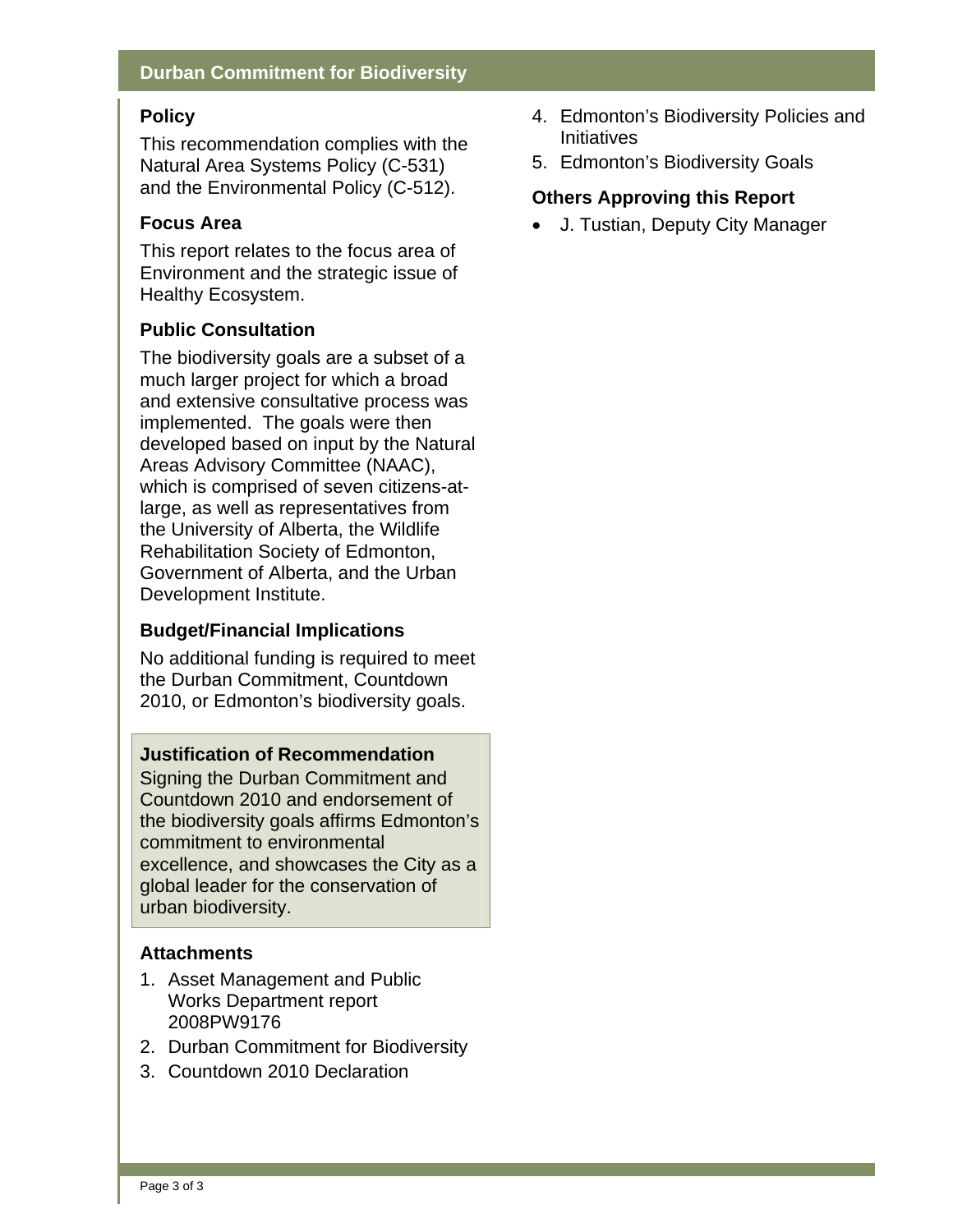## Policy

This recommendation complies with the Natural Area Systems Policy (C-531) and the Environmental Policy (C-512).

## Focus Area

This report relates to the focus area of Environment and the strategic issue of Healthy Ecosystem.

## Public Consultation

The biodiversity goals are a subset of a much larger project for which a broad and extensive consultative process was implemented. The goals were then developed based on input by the Natural Areas Advisory Committee (NAAC), which is comprised of seven citizens-at-large, as well as representatives from the University of Alberta, the Wildlife Rehabilitation Society of Edmonton, Government of Alberta, and the Urban Development Institute.

## Budget/Financial Implications

No additional funding is required to meet the Durban Commitment, Countdown 2010, or Edmonton's biodiversity goals.

## Justification of Recommendation

Signing the Durban Commitment and Countdown 2010 and endorsement of the biodiversity goals affirms Edmonton's commitment to environmental excellence, and showcases the City as a global leader for the conservation of urban biodiversity.

## Attachments

1. Asset Management and Public Works Department report 2008PW9176
2. Durban Commitment for Biodiversity
3. Countdown 2010 Declaration
4. Edmonton's Biodiversity Policies and Initiatives
5. Edmonton's Biodiversity Goals

## Others Approving this Report

- J. Tustian, Deputy City Manager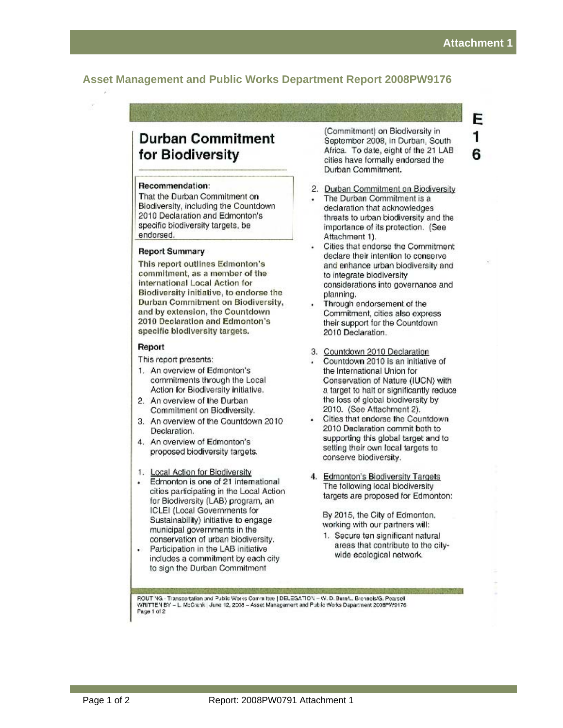Attachment 1

## Asset Management and Public Works Department Report 2008PW9176

E
1
6

# Durban Commitment for Biodiversity

**Recommendation:**
That the Durban Commitment on Biodiversity, including the Countdown 2010 Declaration and Edmonton's specific biodiversity targets, be endorsed.

**Report Summary**

**This report outlines Edmonton's commitment, as a member of the international Local Action for Biodiversity initiative, to endorse the Durban Commitment on Biodiversity, and by extension, the Countdown 2010 Declaration and Edmonton's specific biodiversity targets.**

**Report**

This report presents:

1. An overview of Edmonton's commitments through the Local Action for Biodiversity initiative.
2. An overview of the Durban Commitment on Biodiversity.
3. An overview of the Countdown 2010 Declaration.
4. An overview of Edmonton's proposed biodiversity targets.

1. Local Action for Biodiversity
- Edmonton is one of 21 international cities participating in the Local Action for Biodiversity (LAB) program, an ICLEI (Local Governments for Sustainability) initiative to engage municipal governments in the conservation of urban biodiversity.
- Participation in the LAB initiative includes a commitment by each city to sign the Durban Commitment (Commitment) on Biodiversity in September 2008, in Durban, South Africa. To date, eight of the 21 LAB cities have formally endorsed the Durban Commitment.

2. Durban Commitment on Biodiversity
- The Durban Commitment is a declaration that acknowledges threats to urban biodiversity and the importance of its protection. (See Attachment 1).
- Cities that endorse the Commitment declare their intention to conserve and enhance urban biodiversity and to integrate biodiversity considerations into governance and planning.
- Through endorsement of the Commitment, cities also express their support for the Countdown 2010 Declaration.

3. Countdown 2010 Declaration
- Countdown 2010 is an initiative of the International Union for Conservation of Nature (IUCN) with a target to halt or significantly reduce the loss of global biodiversity by 2010. (See Attachment 2).
- Cities that endorse the Countdown 2010 Declaration commit both to supporting this global target and to setting their own local targets to conserve biodiversity.

4. Edmonton's Biodiversity Targets
The following local biodiversity targets are proposed for Edmonton:

By 2015, the City of Edmonton, working with our partners will:

1. Secure ten significant natural areas that contribute to the city-wide ecological network.

ROUTING – Transportation and Public Works Committee | DELEGATION – W. D. Burn/L. Brenneis/G. Pearsell
WRITTEN BY – L. McCrank | June 12, 2008 – Asset Management and Public Works Department 2008PW9176
Page 1 of 2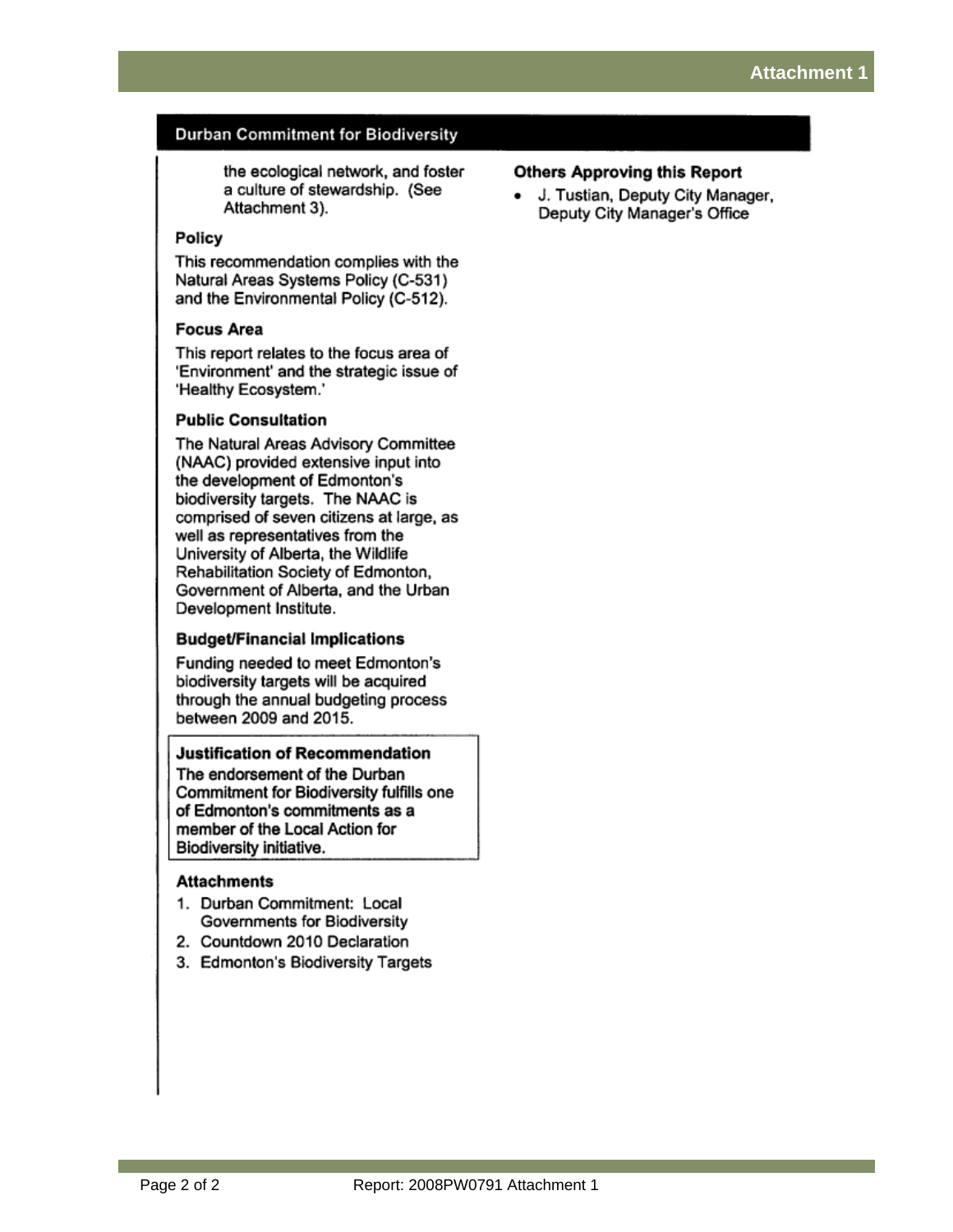## Durban Commitment for Biodiversity

the ecological network, and foster a culture of stewardship. (See Attachment 3).

### Policy

This recommendation complies with the Natural Areas Systems Policy (C-531) and the Environmental Policy (C-512).

### Focus Area

This report relates to the focus area of 'Environment' and the strategic issue of 'Healthy Ecosystem.'

### Public Consultation

The Natural Areas Advisory Committee (NAAC) provided extensive input into the development of Edmonton's biodiversity targets. The NAAC is comprised of seven citizens at large, as well as representatives from the University of Alberta, the Wildlife Rehabilitation Society of Edmonton, Government of Alberta, and the Urban Development Institute.

### Budget/Financial Implications

Funding needed to meet Edmonton's biodiversity targets will be acquired through the annual budgeting process between 2009 and 2015.

### Justification of Recommendation

**The endorsement of the Durban Commitment for Biodiversity fulfills one of Edmonton's commitments as a member of the Local Action for Biodiversity initiative.**

### Attachments

1. Durban Commitment: Local Governments for Biodiversity
2. Countdown 2010 Declaration
3. Edmonton's Biodiversity Targets

### Others Approving this Report

- J. Tustian, Deputy City Manager, Deputy City Manager's Office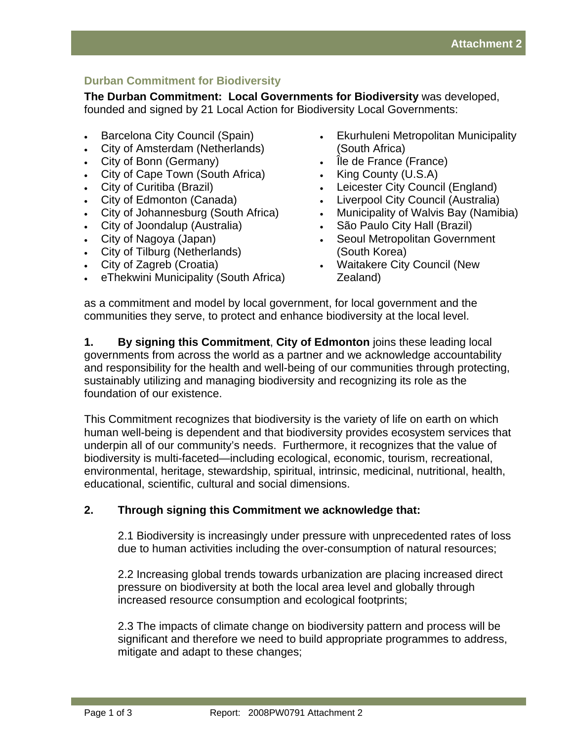Attachment 2

## Durban Commitment for Biodiversity

**The Durban Commitment: Local Governments for Biodiversity** was developed, founded and signed by 21 Local Action for Biodiversity Local Governments:

- Barcelona City Council (Spain)
- City of Amsterdam (Netherlands)
- City of Bonn (Germany)
- City of Cape Town (South Africa)
- City of Curitiba (Brazil)
- City of Edmonton (Canada)
- City of Johannesburg (South Africa)
- City of Joondalup (Australia)
- City of Nagoya (Japan)
- City of Tilburg (Netherlands)
- City of Zagreb (Croatia)
- eThekwini Municipality (South Africa)
- Ekurhuleni Metropolitan Municipality (South Africa)
- Île de France (France)
- King County (U.S.A)
- Leicester City Council (England)
- Liverpool City Council (Australia)
- Municipality of Walvis Bay (Namibia)
- São Paulo City Hall (Brazil)
- Seoul Metropolitan Government (South Korea)
- Waitakere City Council (New Zealand)

as a commitment and model by local government, for local government and the communities they serve, to protect and enhance biodiversity at the local level.

**1. By signing this Commitment**, **City of Edmonton** joins these leading local governments from across the world as a partner and we acknowledge accountability and responsibility for the health and well-being of our communities through protecting, sustainably utilizing and managing biodiversity and recognizing its role as the foundation of our existence.

This Commitment recognizes that biodiversity is the variety of life on earth on which human well-being is dependent and that biodiversity provides ecosystem services that underpin all of our community's needs. Furthermore, it recognizes that the value of biodiversity is multi-faceted—including ecological, economic, tourism, recreational, environmental, heritage, stewardship, spiritual, intrinsic, medicinal, nutritional, health, educational, scientific, cultural and social dimensions.

**2. Through signing this Commitment we acknowledge that:**

2.1 Biodiversity is increasingly under pressure with unprecedented rates of loss due to human activities including the over-consumption of natural resources;

2.2 Increasing global trends towards urbanization are placing increased direct pressure on biodiversity at both the local area level and globally through increased resource consumption and ecological footprints;

2.3 The impacts of climate change on biodiversity pattern and process will be significant and therefore we need to build appropriate programmes to address, mitigate and adapt to these changes;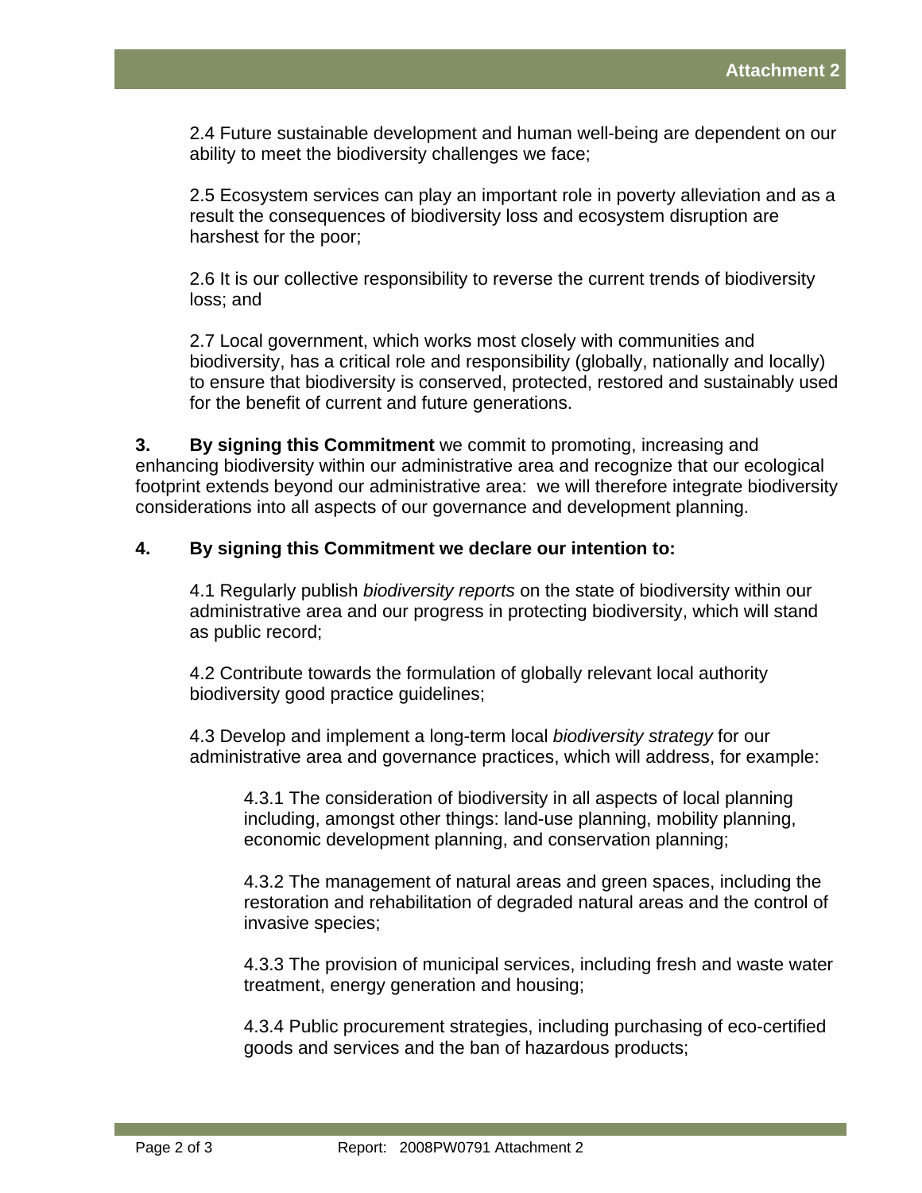2.4 Future sustainable development and human well-being are dependent on our ability to meet the biodiversity challenges we face;

2.5 Ecosystem services can play an important role in poverty alleviation and as a result the consequences of biodiversity loss and ecosystem disruption are harshest for the poor;

2.6 It is our collective responsibility to reverse the current trends of biodiversity loss; and

2.7 Local government, which works most closely with communities and biodiversity, has a critical role and responsibility (globally, nationally and locally) to ensure that biodiversity is conserved, protected, restored and sustainably used for the benefit of current and future generations.

**3. By signing this Commitment** we commit to promoting, increasing and enhancing biodiversity within our administrative area and recognize that our ecological footprint extends beyond our administrative area: we will therefore integrate biodiversity considerations into all aspects of our governance and development planning.

**4. By signing this Commitment we declare our intention to:**

4.1 Regularly publish *biodiversity reports* on the state of biodiversity within our administrative area and our progress in protecting biodiversity, which will stand as public record;

4.2 Contribute towards the formulation of globally relevant local authority biodiversity good practice guidelines;

4.3 Develop and implement a long-term local *biodiversity strategy* for our administrative area and governance practices, which will address, for example:

4.3.1 The consideration of biodiversity in all aspects of local planning including, amongst other things: land-use planning, mobility planning, economic development planning, and conservation planning;

4.3.2 The management of natural areas and green spaces, including the restoration and rehabilitation of degraded natural areas and the control of invasive species;

4.3.3 The provision of municipal services, including fresh and waste water treatment, energy generation and housing;

4.3.4 Public procurement strategies, including purchasing of eco-certified goods and services and the ban of hazardous products;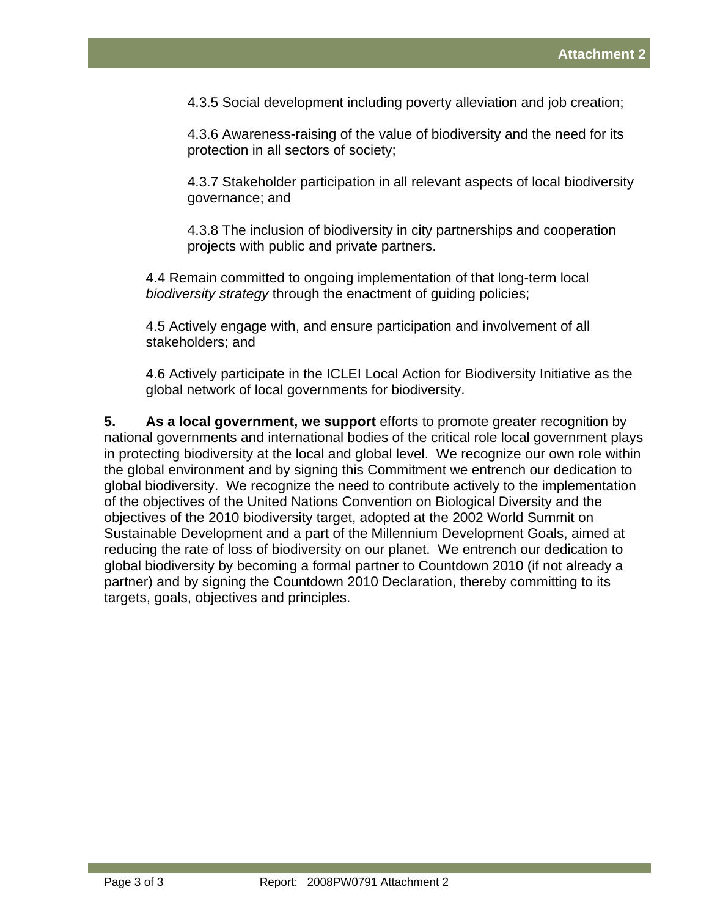4.3.5 Social development including poverty alleviation and job creation;

4.3.6 Awareness-raising of the value of biodiversity and the need for its protection in all sectors of society;

4.3.7 Stakeholder participation in all relevant aspects of local biodiversity governance; and

4.3.8 The inclusion of biodiversity in city partnerships and cooperation projects with public and private partners.

4.4 Remain committed to ongoing implementation of that long-term local *biodiversity strategy* through the enactment of guiding policies;

4.5 Actively engage with, and ensure participation and involvement of all stakeholders; and

4.6 Actively participate in the ICLEI Local Action for Biodiversity Initiative as the global network of local governments for biodiversity.

**5. As a local government, we support** efforts to promote greater recognition by national governments and international bodies of the critical role local government plays in protecting biodiversity at the local and global level. We recognize our own role within the global environment and by signing this Commitment we entrench our dedication to global biodiversity. We recognize the need to contribute actively to the implementation of the objectives of the United Nations Convention on Biological Diversity and the objectives of the 2010 biodiversity target, adopted at the 2002 World Summit on Sustainable Development and a part of the Millennium Development Goals, aimed at reducing the rate of loss of biodiversity on our planet. We entrench our dedication to global biodiversity by becoming a formal partner to Countdown 2010 (if not already a partner) and by signing the Countdown 2010 Declaration, thereby committing to its targets, goals, objectives and principles.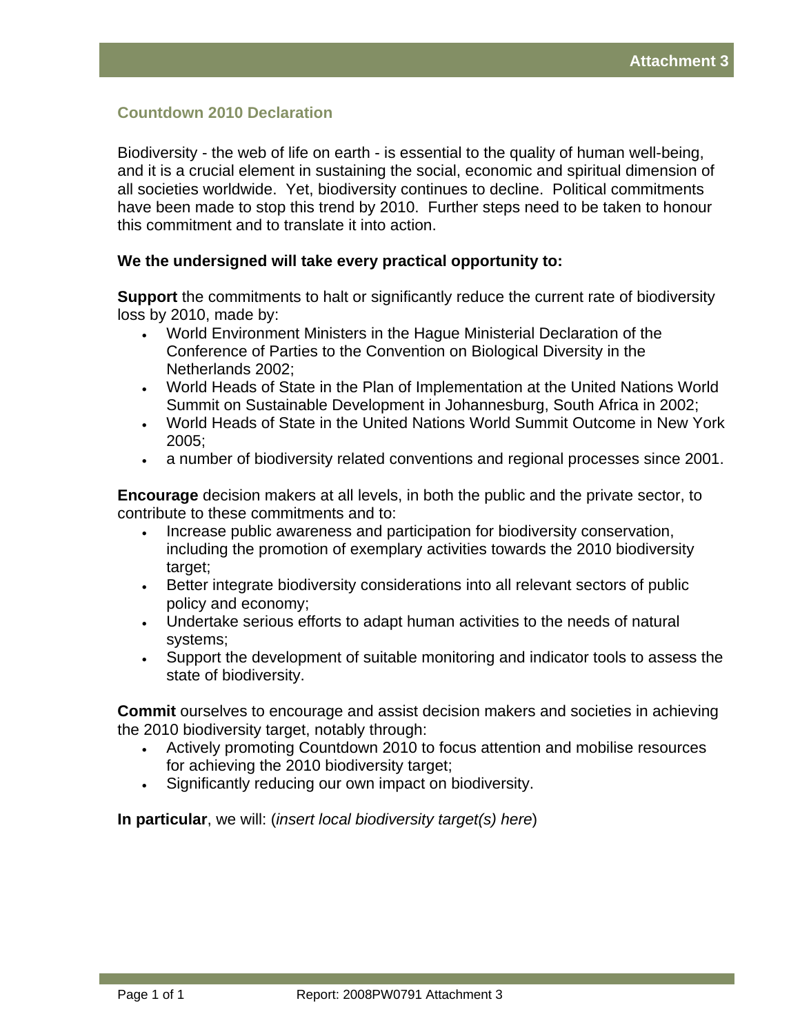Attachment 3

## Countdown 2010 Declaration

Biodiversity - the web of life on earth - is essential to the quality of human well-being, and it is a crucial element in sustaining the social, economic and spiritual dimension of all societies worldwide. Yet, biodiversity continues to decline. Political commitments have been made to stop this trend by 2010. Further steps need to be taken to honour this commitment and to translate it into action.

**We the undersigned will take every practical opportunity to:**

**Support** the commitments to halt or significantly reduce the current rate of biodiversity loss by 2010, made by:

- World Environment Ministers in the Hague Ministerial Declaration of the Conference of Parties to the Convention on Biological Diversity in the Netherlands 2002;
- World Heads of State in the Plan of Implementation at the United Nations World Summit on Sustainable Development in Johannesburg, South Africa in 2002;
- World Heads of State in the United Nations World Summit Outcome in New York 2005;
- a number of biodiversity related conventions and regional processes since 2001.

**Encourage** decision makers at all levels, in both the public and the private sector, to contribute to these commitments and to:

- Increase public awareness and participation for biodiversity conservation, including the promotion of exemplary activities towards the 2010 biodiversity target;
- Better integrate biodiversity considerations into all relevant sectors of public policy and economy;
- Undertake serious efforts to adapt human activities to the needs of natural systems;
- Support the development of suitable monitoring and indicator tools to assess the state of biodiversity.

**Commit** ourselves to encourage and assist decision makers and societies in achieving the 2010 biodiversity target, notably through:

- Actively promoting Countdown 2010 to focus attention and mobilise resources for achieving the 2010 biodiversity target;
- Significantly reducing our own impact on biodiversity.

**In particular**, we will: (*insert local biodiversity target(s) here*)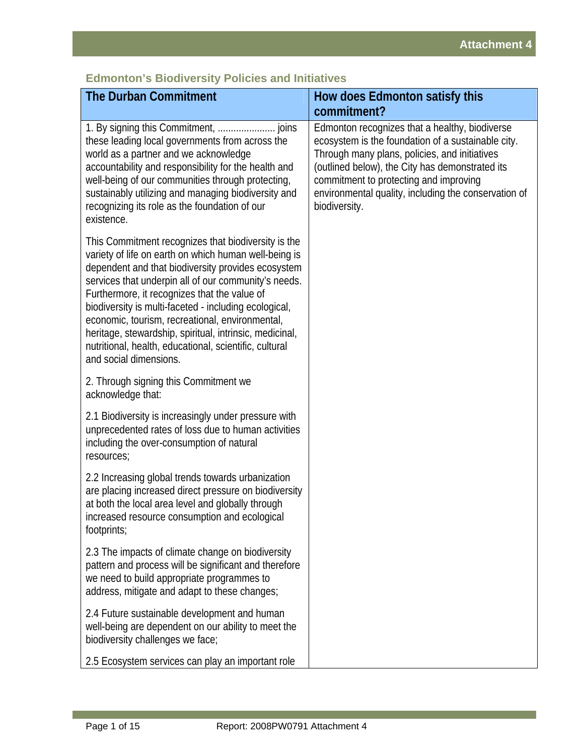## Edmonton's Biodiversity Policies and Initiatives

| The Durban Commitment | How does Edmonton satisfy this commitment? |
| --- | --- |
| 1. By signing this Commitment, ..................... joins these leading local governments from across the world as a partner and we acknowledge accountability and responsibility for the health and well-being of our communities through protecting, sustainably utilizing and managing biodiversity and recognizing its role as the foundation of our existence.<br><br>This Commitment recognizes that biodiversity is the variety of life on earth on which human well-being is dependent and that biodiversity provides ecosystem services that underpin all of our community's needs. Furthermore, it recognizes that the value of biodiversity is multi-faceted - including ecological, economic, tourism, recreational, environmental, heritage, stewardship, spiritual, intrinsic, medicinal, nutritional, health, educational, scientific, cultural and social dimensions.<br><br>2. Through signing this Commitment we acknowledge that:<br><br>2.1 Biodiversity is increasingly under pressure with unprecedented rates of loss due to human activities including the over-consumption of natural resources;<br><br>2.2 Increasing global trends towards urbanization are placing increased direct pressure on biodiversity at both the local area level and globally through increased resource consumption and ecological footprints;<br><br>2.3 The impacts of climate change on biodiversity pattern and process will be significant and therefore we need to build appropriate programmes to address, mitigate and adapt to these changes;<br><br>2.4 Future sustainable development and human well-being are dependent on our ability to meet the biodiversity challenges we face;<br><br>2.5 Ecosystem services can play an important role | Edmonton recognizes that a healthy, biodiverse ecosystem is the foundation of a sustainable city. Through many plans, policies, and initiatives (outlined below), the City has demonstrated its commitment to protecting and improving environmental quality, including the conservation of biodiversity. |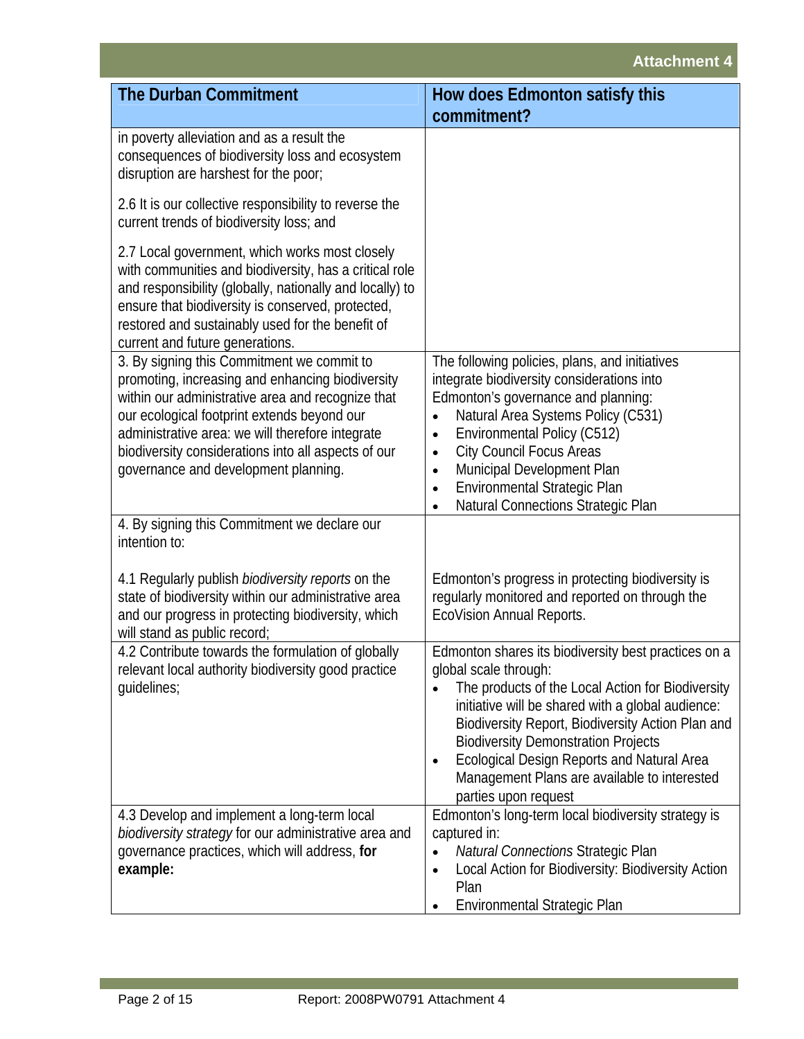| The Durban Commitment | How does Edmonton satisfy this commitment? |
|---|---|
| in poverty alleviation and as a result the consequences of biodiversity loss and ecosystem disruption are harshest for the poor;<br><br>2.6 It is our collective responsibility to reverse the current trends of biodiversity loss; and<br><br>2.7 Local government, which works most closely with communities and biodiversity, has a critical role and responsibility (globally, nationally and locally) to ensure that biodiversity is conserved, protected, restored and sustainably used for the benefit of current and future generations. | |
| 3. By signing this Commitment we commit to promoting, increasing and enhancing biodiversity within our administrative area and recognize that our ecological footprint extends beyond our administrative area: we will therefore integrate biodiversity considerations into all aspects of our governance and development planning. | The following policies, plans, and initiatives integrate biodiversity considerations into Edmonton's governance and planning:<br>• Natural Area Systems Policy (C531)<br>• Environmental Policy (C512)<br>• City Council Focus Areas<br>• Municipal Development Plan<br>• Environmental Strategic Plan<br>• Natural Connections Strategic Plan |
| 4. By signing this Commitment we declare our intention to:<br><br>4.1 Regularly publish *biodiversity reports* on the state of biodiversity within our administrative area and our progress in protecting biodiversity, which will stand as public record; | Edmonton's progress in protecting biodiversity is regularly monitored and reported on through the EcoVision Annual Reports. |
| 4.2 Contribute towards the formulation of globally relevant local authority biodiversity good practice guidelines; | Edmonton shares its biodiversity best practices on a global scale through:<br>• The products of the Local Action for Biodiversity initiative will be shared with a global audience: Biodiversity Report, Biodiversity Action Plan and Biodiversity Demonstration Projects<br>• Ecological Design Reports and Natural Area Management Plans are available to interested parties upon request |
| 4.3 Develop and implement a long-term local *biodiversity strategy* for our administrative area and governance practices, which will address, **for example:** | Edmonton's long-term local biodiversity strategy is captured in:<br>• *Natural Connections* Strategic Plan<br>• Local Action for Biodiversity: Biodiversity Action Plan<br>• Environmental Strategic Plan |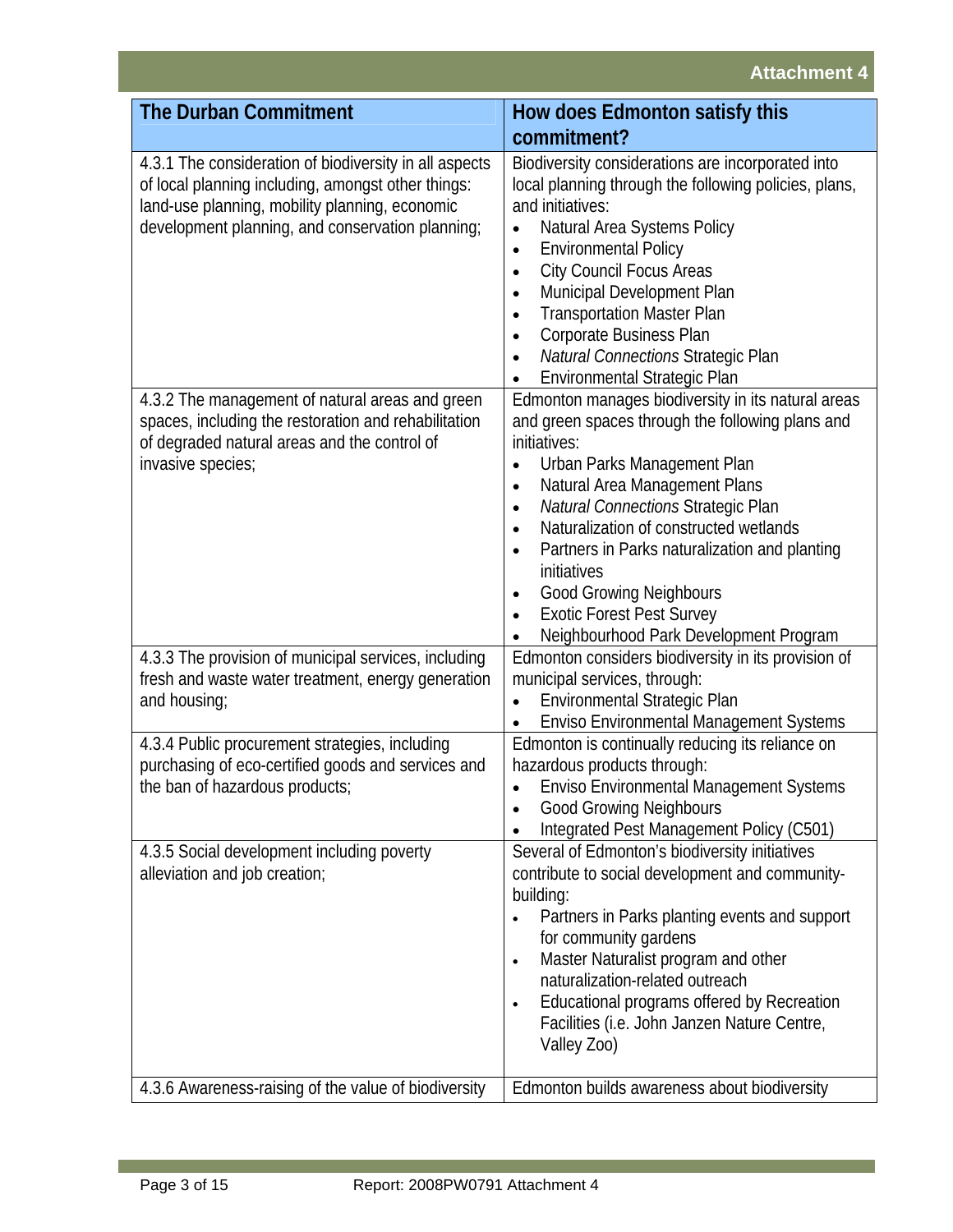Attachment 4

| The Durban Commitment | How does Edmonton satisfy this commitment? |
|---|---|
| 4.3.1 The consideration of biodiversity in all aspects of local planning including, amongst other things: land-use planning, mobility planning, economic development planning, and conservation planning; | Biodiversity considerations are incorporated into local planning through the following policies, plans, and initiatives:<br>• Natural Area Systems Policy<br>• Environmental Policy<br>• City Council Focus Areas<br>• Municipal Development Plan<br>• Transportation Master Plan<br>• Corporate Business Plan<br>• *Natural Connections* Strategic Plan<br>• Environmental Strategic Plan |
| 4.3.2 The management of natural areas and green spaces, including the restoration and rehabilitation of degraded natural areas and the control of invasive species; | Edmonton manages biodiversity in its natural areas and green spaces through the following plans and initiatives:<br>• Urban Parks Management Plan<br>• Natural Area Management Plans<br>• *Natural Connections* Strategic Plan<br>• Naturalization of constructed wetlands<br>• Partners in Parks naturalization and planting initiatives<br>• Good Growing Neighbours<br>• Exotic Forest Pest Survey<br>• Neighbourhood Park Development Program |
| 4.3.3 The provision of municipal services, including fresh and waste water treatment, energy generation and housing; | Edmonton considers biodiversity in its provision of municipal services, through:<br>• Environmental Strategic Plan<br>• Enviso Environmental Management Systems |
| 4.3.4 Public procurement strategies, including purchasing of eco-certified goods and services and the ban of hazardous products; | Edmonton is continually reducing its reliance on hazardous products through:<br>• Enviso Environmental Management Systems<br>• Good Growing Neighbours<br>• Integrated Pest Management Policy (C501) |
| 4.3.5 Social development including poverty alleviation and job creation; | Several of Edmonton's biodiversity initiatives contribute to social development and community-building:<br>• Partners in Parks planting events and support for community gardens<br>• Master Naturalist program and other naturalization-related outreach<br>• Educational programs offered by Recreation Facilities (i.e. John Janzen Nature Centre, Valley Zoo) |
| 4.3.6 Awareness-raising of the value of biodiversity | Edmonton builds awareness about biodiversity |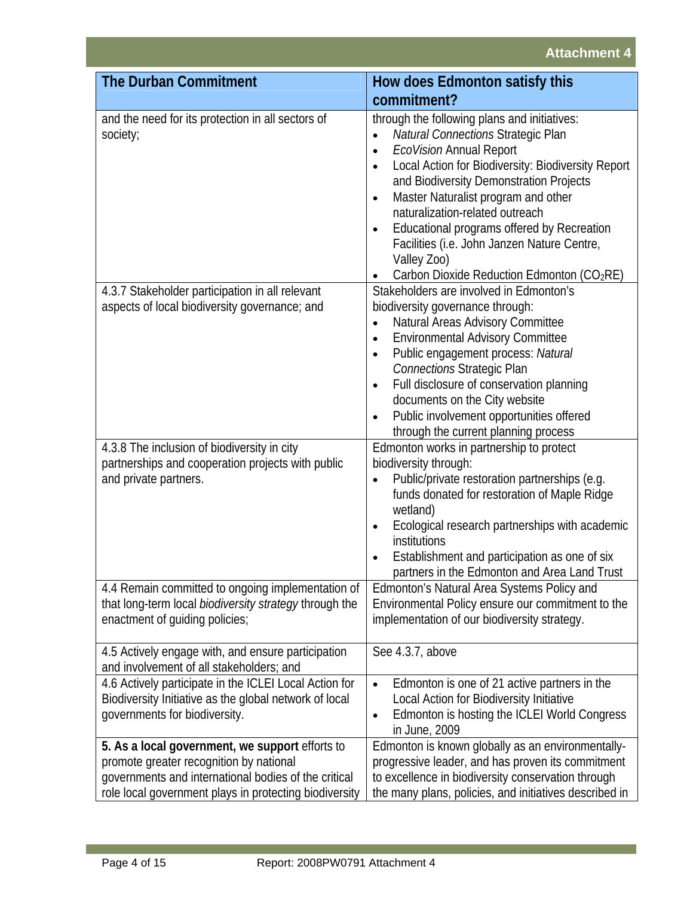| The Durban Commitment | How does Edmonton satisfy this commitment? |
|---|---|
| and the need for its protection in all sectors of society; | through the following plans and initiatives:<br>• *Natural Connections* Strategic Plan<br>• *EcoVision* Annual Report<br>• Local Action for Biodiversity: Biodiversity Report and Biodiversity Demonstration Projects<br>• Master Naturalist program and other naturalization-related outreach<br>• Educational programs offered by Recreation Facilities (i.e. John Janzen Nature Centre, Valley Zoo)<br>• Carbon Dioxide Reduction Edmonton ($CO_2$RE) |
| 4.3.7 Stakeholder participation in all relevant aspects of local biodiversity governance; and | Stakeholders are involved in Edmonton's biodiversity governance through:<br>• Natural Areas Advisory Committee<br>• Environmental Advisory Committee<br>• Public engagement process: *Natural Connections* Strategic Plan<br>• Full disclosure of conservation planning documents on the City website<br>• Public involvement opportunities offered through the current planning process |
| 4.3.8 The inclusion of biodiversity in city partnerships and cooperation projects with public and private partners. | Edmonton works in partnership to protect biodiversity through:<br>• Public/private restoration partnerships (e.g. funds donated for restoration of Maple Ridge wetland)<br>• Ecological research partnerships with academic institutions<br>• Establishment and participation as one of six partners in the Edmonton and Area Land Trust |
| 4.4 Remain committed to ongoing implementation of that long-term local *biodiversity strategy* through the enactment of guiding policies; | Edmonton's Natural Area Systems Policy and Environmental Policy ensure our commitment to the implementation of our biodiversity strategy. |
| 4.5 Actively engage with, and ensure participation and involvement of all stakeholders; and | See 4.3.7, above |
| 4.6 Actively participate in the ICLEI Local Action for Biodiversity Initiative as the global network of local governments for biodiversity. | • Edmonton is one of 21 active partners in the Local Action for Biodiversity Initiative<br>• Edmonton is hosting the ICLEI World Congress in June, 2009 |
| **5. As a local government, we support** efforts to promote greater recognition by national governments and international bodies of the critical role local government plays in protecting biodiversity | Edmonton is known globally as an environmentally-progressive leader, and has proven its commitment to excellence in biodiversity conservation through the many plans, policies, and initiatives described in |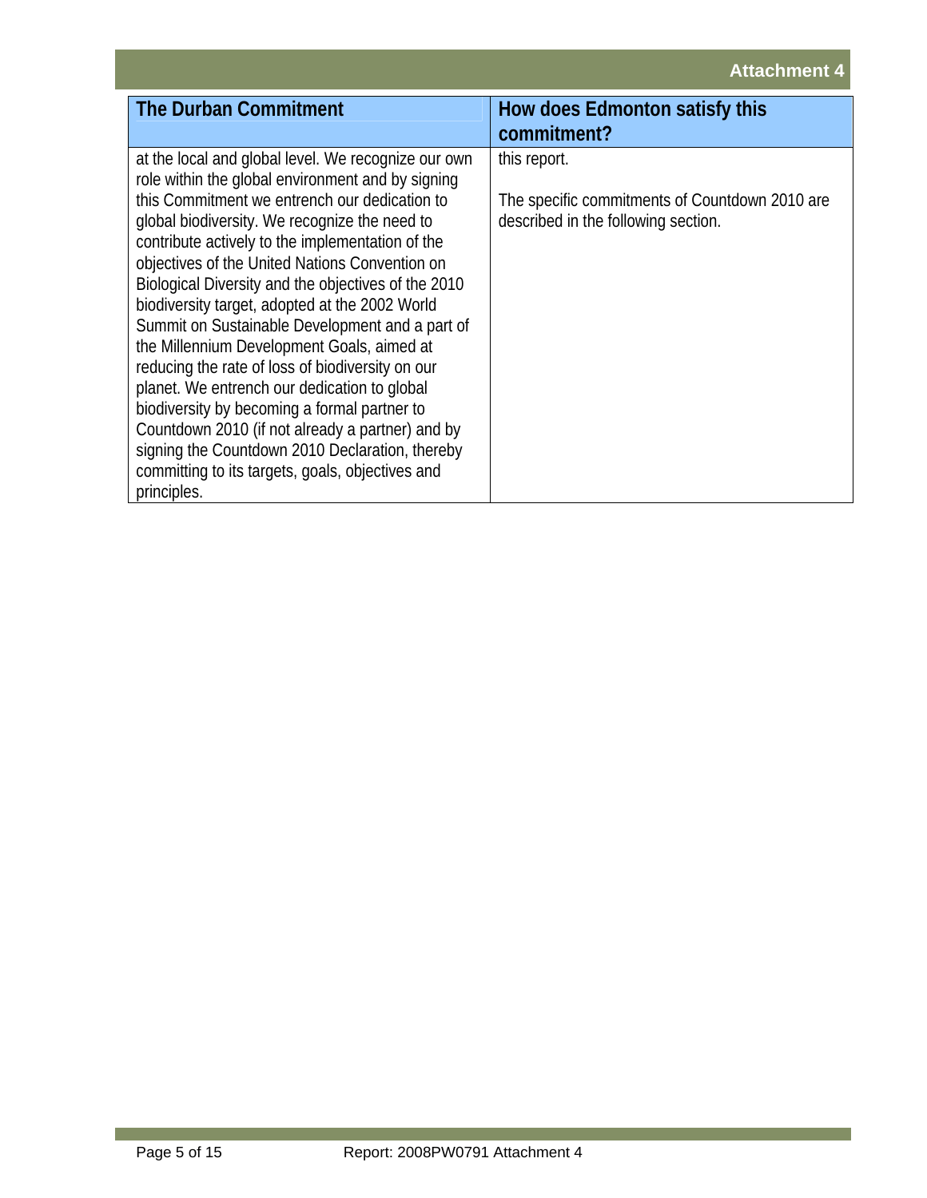| The Durban Commitment | How does Edmonton satisfy this commitment? |
| --- | --- |
| at the local and global level. We recognize our own role within the global environment and by signing this Commitment we entrench our dedication to global biodiversity. We recognize the need to contribute actively to the implementation of the objectives of the United Nations Convention on Biological Diversity and the objectives of the 2010 biodiversity target, adopted at the 2002 World Summit on Sustainable Development and a part of the Millennium Development Goals, aimed at reducing the rate of loss of biodiversity on our planet. We entrench our dedication to global biodiversity by becoming a formal partner to Countdown 2010 (if not already a partner) and by signing the Countdown 2010 Declaration, thereby committing to its targets, goals, objectives and principles. | this report.<br><br>The specific commitments of Countdown 2010 are described in the following section. |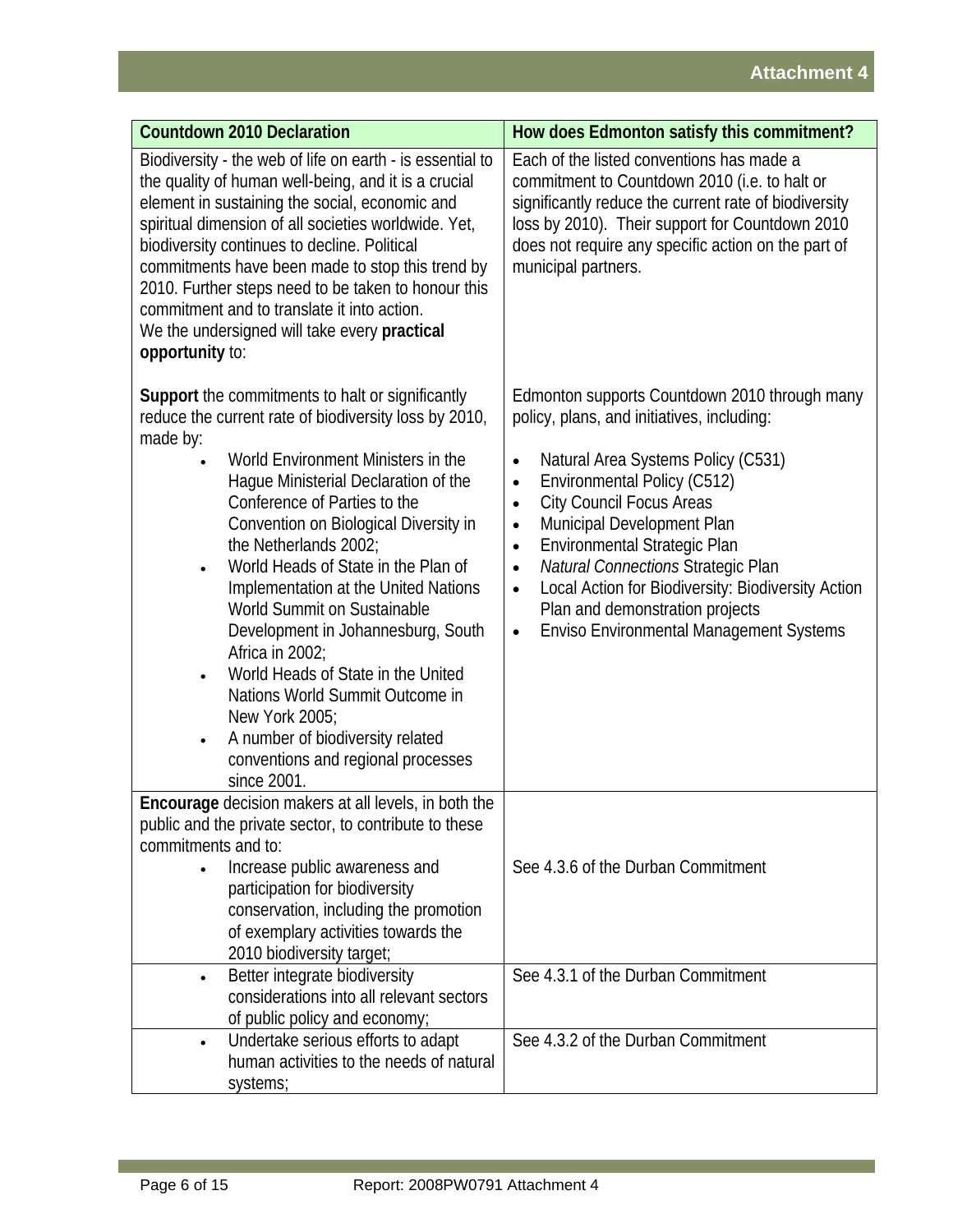**Attachment 4**

| Countdown 2010 Declaration | How does Edmonton satisfy this commitment? |
|---|---|
| Biodiversity - the web of life on earth - is essential to the quality of human well-being, and it is a crucial element in sustaining the social, economic and spiritual dimension of all societies worldwide. Yet, biodiversity continues to decline. Political commitments have been made to stop this trend by 2010. Further steps need to be taken to honour this commitment and to translate it into action.<br>We the undersigned will take every **practical opportunity** to: | Each of the listed conventions has made a commitment to Countdown 2010 (i.e. to halt or significantly reduce the current rate of biodiversity loss by 2010). Their support for Countdown 2010 does not require any specific action on the part of municipal partners. |
| **Support** the commitments to halt or significantly reduce the current rate of biodiversity loss by 2010, made by:<br>• World Environment Ministers in the Hague Ministerial Declaration of the Conference of Parties to the Convention on Biological Diversity in the Netherlands 2002;<br>• World Heads of State in the Plan of Implementation at the United Nations World Summit on Sustainable Development in Johannesburg, South Africa in 2002;<br>• World Heads of State in the United Nations World Summit Outcome in New York 2005;<br>• A number of biodiversity related conventions and regional processes since 2001. | Edmonton supports Countdown 2010 through many policy, plans, and initiatives, including:<br>• Natural Area Systems Policy (C531)<br>• Environmental Policy (C512)<br>• City Council Focus Areas<br>• Municipal Development Plan<br>• Environmental Strategic Plan<br>• *Natural Connections* Strategic Plan<br>• Local Action for Biodiversity: Biodiversity Action Plan and demonstration projects<br>• Enviso Environmental Management Systems |
| **Encourage** decision makers at all levels, in both the public and the private sector, to contribute to these commitments and to:<br>• Increase public awareness and participation for biodiversity conservation, including the promotion of exemplary activities towards the 2010 biodiversity target; | See 4.3.6 of the Durban Commitment |
| • Better integrate biodiversity considerations into all relevant sectors of public policy and economy; | See 4.3.1 of the Durban Commitment |
| • Undertake serious efforts to adapt human activities to the needs of natural systems; | See 4.3.2 of the Durban Commitment |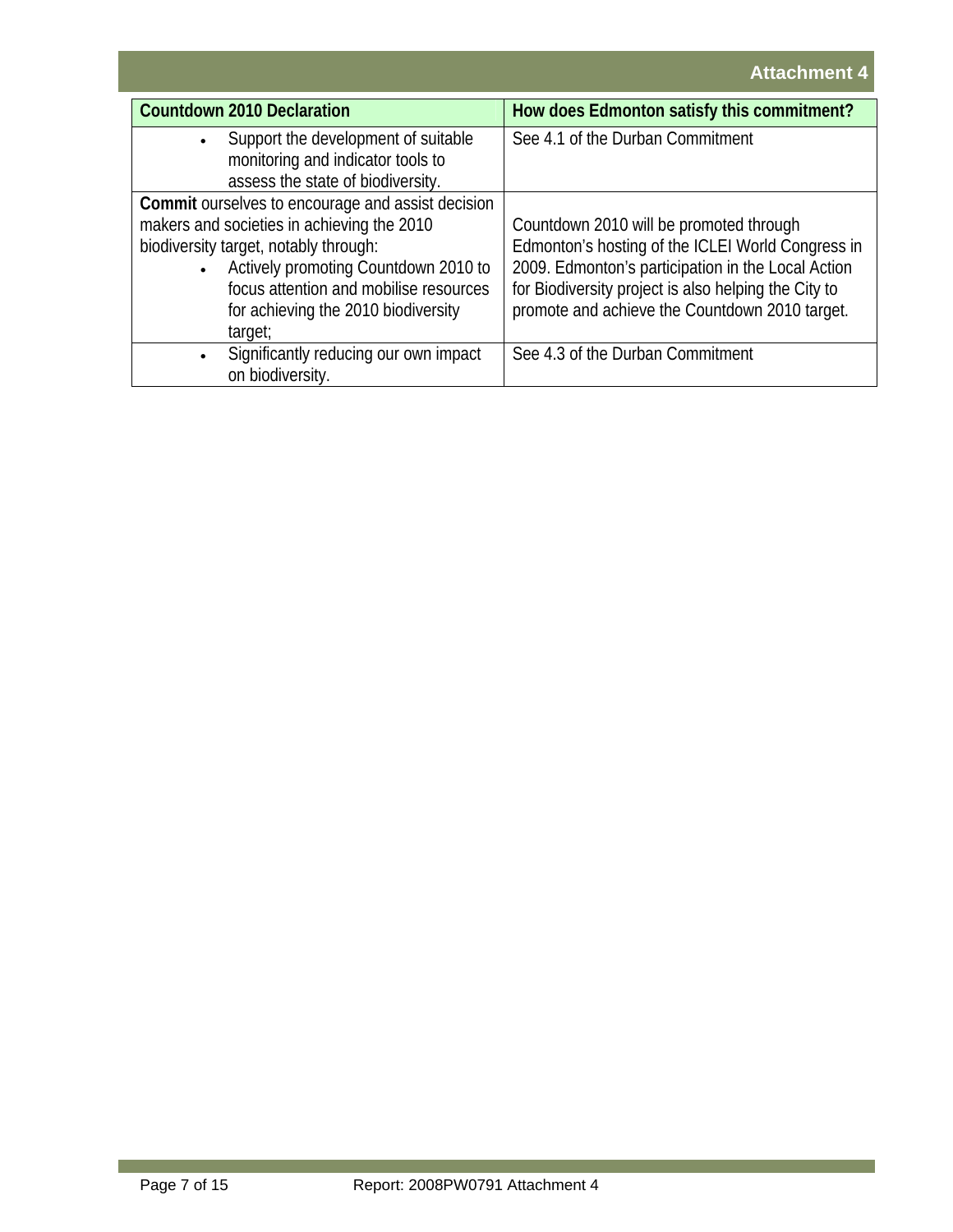| Countdown 2010 Declaration | How does Edmonton satisfy this commitment? |
|---|---|
| • Support the development of suitable monitoring and indicator tools to assess the state of biodiversity. | See 4.1 of the Durban Commitment |
| **Commit** ourselves to encourage and assist decision makers and societies in achieving the 2010 biodiversity target, notably through: <br> • Actively promoting Countdown 2010 to focus attention and mobilise resources for achieving the 2010 biodiversity target; | Countdown 2010 will be promoted through Edmonton's hosting of the ICLEI World Congress in 2009. Edmonton's participation in the Local Action for Biodiversity project is also helping the City to promote and achieve the Countdown 2010 target. |
| • Significantly reducing our own impact on biodiversity. | See 4.3 of the Durban Commitment |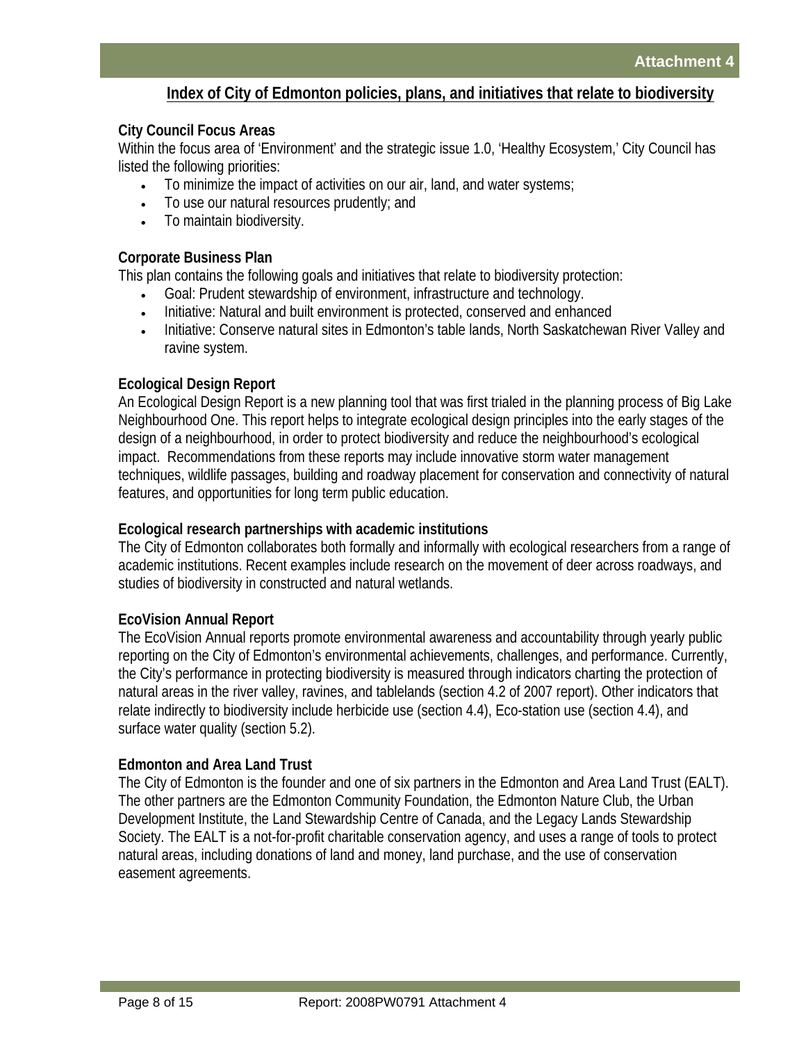## Index of City of Edmonton policies, plans, and initiatives that relate to biodiversity

**City Council Focus Areas**
Within the focus area of 'Environment' and the strategic issue 1.0, 'Healthy Ecosystem,' City Council has listed the following priorities:

- To minimize the impact of activities on our air, land, and water systems;
- To use our natural resources prudently; and
- To maintain biodiversity.

**Corporate Business Plan**
This plan contains the following goals and initiatives that relate to biodiversity protection:

- Goal: Prudent stewardship of environment, infrastructure and technology.
- Initiative: Natural and built environment is protected, conserved and enhanced
- Initiative: Conserve natural sites in Edmonton's table lands, North Saskatchewan River Valley and ravine system.

**Ecological Design Report**
An Ecological Design Report is a new planning tool that was first trialed in the planning process of Big Lake Neighbourhood One. This report helps to integrate ecological design principles into the early stages of the design of a neighbourhood, in order to protect biodiversity and reduce the neighbourhood's ecological impact. Recommendations from these reports may include innovative storm water management techniques, wildlife passages, building and roadway placement for conservation and connectivity of natural features, and opportunities for long term public education.

**Ecological research partnerships with academic institutions**
The City of Edmonton collaborates both formally and informally with ecological researchers from a range of academic institutions. Recent examples include research on the movement of deer across roadways, and studies of biodiversity in constructed and natural wetlands.

**EcoVision Annual Report**
The EcoVision Annual reports promote environmental awareness and accountability through yearly public reporting on the City of Edmonton's environmental achievements, challenges, and performance. Currently, the City's performance in protecting biodiversity is measured through indicators charting the protection of natural areas in the river valley, ravines, and tablelands (section 4.2 of 2007 report). Other indicators that relate indirectly to biodiversity include herbicide use (section 4.4), Eco-station use (section 4.4), and surface water quality (section 5.2).

**Edmonton and Area Land Trust**
The City of Edmonton is the founder and one of six partners in the Edmonton and Area Land Trust (EALT). The other partners are the Edmonton Community Foundation, the Edmonton Nature Club, the Urban Development Institute, the Land Stewardship Centre of Canada, and the Legacy Lands Stewardship Society. The EALT is a not-for-profit charitable conservation agency, and uses a range of tools to protect natural areas, including donations of land and money, land purchase, and the use of conservation easement agreements.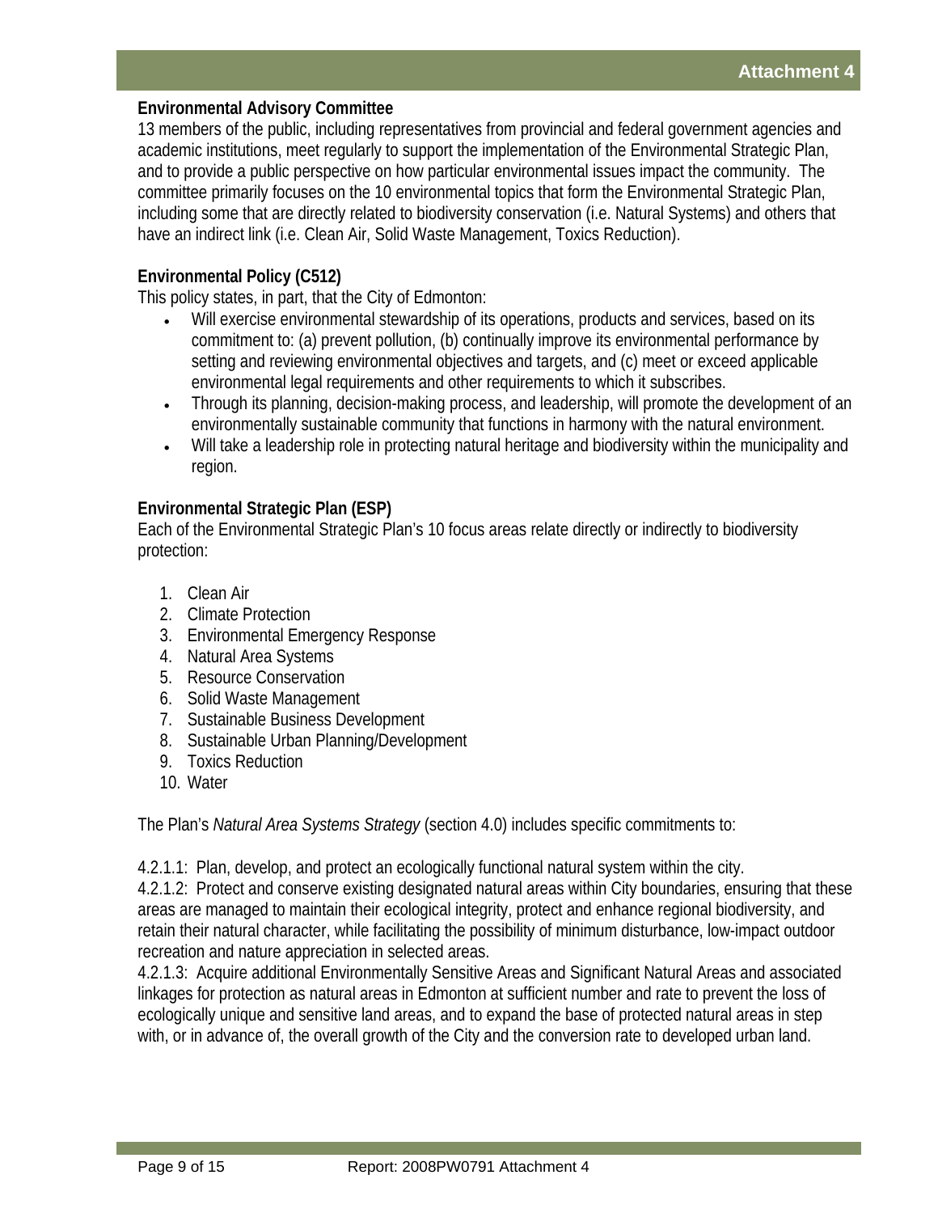**Environmental Advisory Committee**

13 members of the public, including representatives from provincial and federal government agencies and academic institutions, meet regularly to support the implementation of the Environmental Strategic Plan, and to provide a public perspective on how particular environmental issues impact the community. The committee primarily focuses on the 10 environmental topics that form the Environmental Strategic Plan, including some that are directly related to biodiversity conservation (i.e. Natural Systems) and others that have an indirect link (i.e. Clean Air, Solid Waste Management, Toxics Reduction).

**Environmental Policy (C512)**

This policy states, in part, that the City of Edmonton:

- Will exercise environmental stewardship of its operations, products and services, based on its commitment to: (a) prevent pollution, (b) continually improve its environmental performance by setting and reviewing environmental objectives and targets, and (c) meet or exceed applicable environmental legal requirements and other requirements to which it subscribes.
- Through its planning, decision-making process, and leadership, will promote the development of an environmentally sustainable community that functions in harmony with the natural environment.
- Will take a leadership role in protecting natural heritage and biodiversity within the municipality and region.

**Environmental Strategic Plan (ESP)**

Each of the Environmental Strategic Plan's 10 focus areas relate directly or indirectly to biodiversity protection:

1. Clean Air
2. Climate Protection
3. Environmental Emergency Response
4. Natural Area Systems
5. Resource Conservation
6. Solid Waste Management
7. Sustainable Business Development
8. Sustainable Urban Planning/Development
9. Toxics Reduction
10. Water

The Plan's *Natural Area Systems Strategy* (section 4.0) includes specific commitments to:

4.2.1.1: Plan, develop, and protect an ecologically functional natural system within the city.

4.2.1.2: Protect and conserve existing designated natural areas within City boundaries, ensuring that these areas are managed to maintain their ecological integrity, protect and enhance regional biodiversity, and retain their natural character, while facilitating the possibility of minimum disturbance, low-impact outdoor recreation and nature appreciation in selected areas.

4.2.1.3: Acquire additional Environmentally Sensitive Areas and Significant Natural Areas and associated linkages for protection as natural areas in Edmonton at sufficient number and rate to prevent the loss of ecologically unique and sensitive land areas, and to expand the base of protected natural areas in step with, or in advance of, the overall growth of the City and the conversion rate to developed urban land.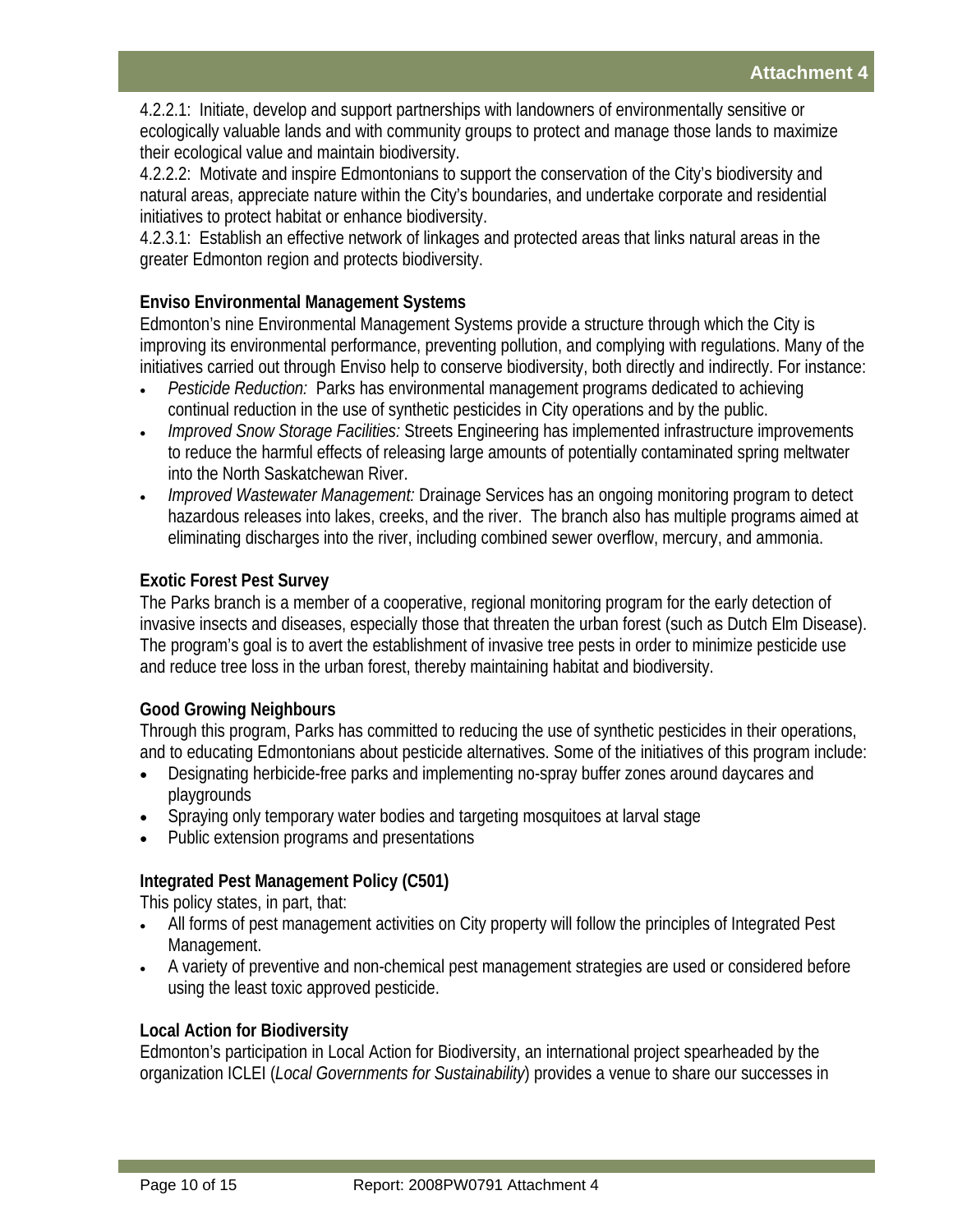4.2.2.1: Initiate, develop and support partnerships with landowners of environmentally sensitive or ecologically valuable lands and with community groups to protect and manage those lands to maximize their ecological value and maintain biodiversity.
4.2.2.2: Motivate and inspire Edmontonians to support the conservation of the City's biodiversity and natural areas, appreciate nature within the City's boundaries, and undertake corporate and residential initiatives to protect habitat or enhance biodiversity.
4.2.3.1: Establish an effective network of linkages and protected areas that links natural areas in the greater Edmonton region and protects biodiversity.

**Enviso Environmental Management Systems**

Edmonton's nine Environmental Management Systems provide a structure through which the City is improving its environmental performance, preventing pollution, and complying with regulations. Many of the initiatives carried out through Enviso help to conserve biodiversity, both directly and indirectly. For instance:

- *Pesticide Reduction:* Parks has environmental management programs dedicated to achieving continual reduction in the use of synthetic pesticides in City operations and by the public.
- *Improved Snow Storage Facilities:* Streets Engineering has implemented infrastructure improvements to reduce the harmful effects of releasing large amounts of potentially contaminated spring meltwater into the North Saskatchewan River.
- *Improved Wastewater Management:* Drainage Services has an ongoing monitoring program to detect hazardous releases into lakes, creeks, and the river. The branch also has multiple programs aimed at eliminating discharges into the river, including combined sewer overflow, mercury, and ammonia.

**Exotic Forest Pest Survey**

The Parks branch is a member of a cooperative, regional monitoring program for the early detection of invasive insects and diseases, especially those that threaten the urban forest (such as Dutch Elm Disease). The program's goal is to avert the establishment of invasive tree pests in order to minimize pesticide use and reduce tree loss in the urban forest, thereby maintaining habitat and biodiversity.

**Good Growing Neighbours**

Through this program, Parks has committed to reducing the use of synthetic pesticides in their operations, and to educating Edmontonians about pesticide alternatives. Some of the initiatives of this program include:

- Designating herbicide-free parks and implementing no-spray buffer zones around daycares and playgrounds
- Spraying only temporary water bodies and targeting mosquitoes at larval stage
- Public extension programs and presentations

**Integrated Pest Management Policy (C501)**

This policy states, in part, that:

- All forms of pest management activities on City property will follow the principles of Integrated Pest Management.
- A variety of preventive and non-chemical pest management strategies are used or considered before using the least toxic approved pesticide.

**Local Action for Biodiversity**

Edmonton's participation in Local Action for Biodiversity, an international project spearheaded by the organization ICLEI (*Local Governments for Sustainability*) provides a venue to share our successes in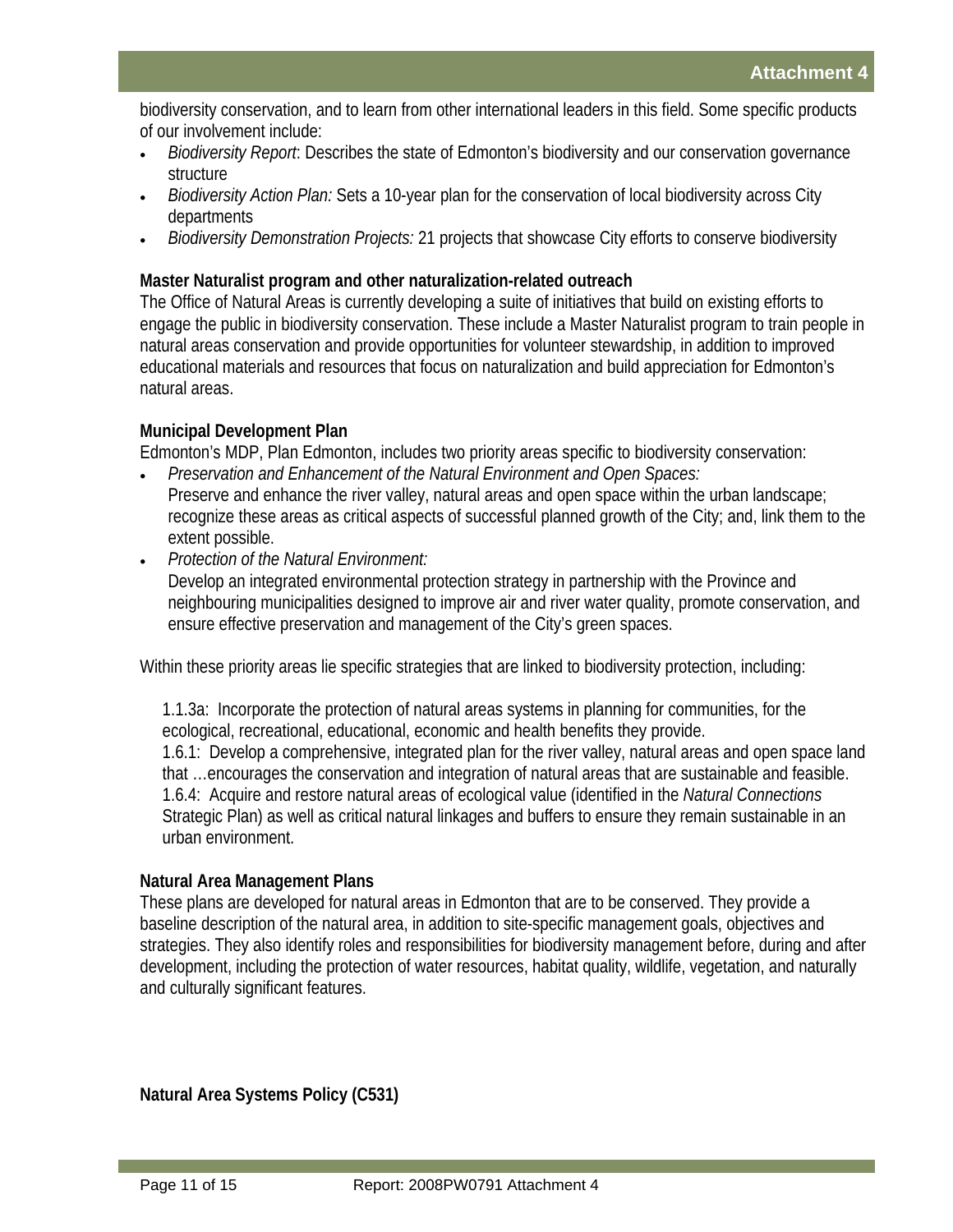biodiversity conservation, and to learn from other international leaders in this field. Some specific products of our involvement include:

- *Biodiversity Report*: Describes the state of Edmonton's biodiversity and our conservation governance structure
- *Biodiversity Action Plan:* Sets a 10-year plan for the conservation of local biodiversity across City departments
- *Biodiversity Demonstration Projects:* 21 projects that showcase City efforts to conserve biodiversity

**Master Naturalist program and other naturalization-related outreach**

The Office of Natural Areas is currently developing a suite of initiatives that build on existing efforts to engage the public in biodiversity conservation. These include a Master Naturalist program to train people in natural areas conservation and provide opportunities for volunteer stewardship, in addition to improved educational materials and resources that focus on naturalization and build appreciation for Edmonton's natural areas.

**Municipal Development Plan**

Edmonton's MDP, Plan Edmonton, includes two priority areas specific to biodiversity conservation:

- *Preservation and Enhancement of the Natural Environment and Open Spaces:*
  Preserve and enhance the river valley, natural areas and open space within the urban landscape; recognize these areas as critical aspects of successful planned growth of the City; and, link them to the extent possible.
- *Protection of the Natural Environment:*
  Develop an integrated environmental protection strategy in partnership with the Province and neighbouring municipalities designed to improve air and river water quality, promote conservation, and ensure effective preservation and management of the City's green spaces.

Within these priority areas lie specific strategies that are linked to biodiversity protection, including:

1.1.3a: Incorporate the protection of natural areas systems in planning for communities, for the ecological, recreational, educational, economic and health benefits they provide.
1.6.1: Develop a comprehensive, integrated plan for the river valley, natural areas and open space land that …encourages the conservation and integration of natural areas that are sustainable and feasible.
1.6.4: Acquire and restore natural areas of ecological value (identified in the *Natural Connections* Strategic Plan) as well as critical natural linkages and buffers to ensure they remain sustainable in an urban environment.

**Natural Area Management Plans**

These plans are developed for natural areas in Edmonton that are to be conserved. They provide a baseline description of the natural area, in addition to site-specific management goals, objectives and strategies. They also identify roles and responsibilities for biodiversity management before, during and after development, including the protection of water resources, habitat quality, wildlife, vegetation, and naturally and culturally significant features.

**Natural Area Systems Policy (C531)**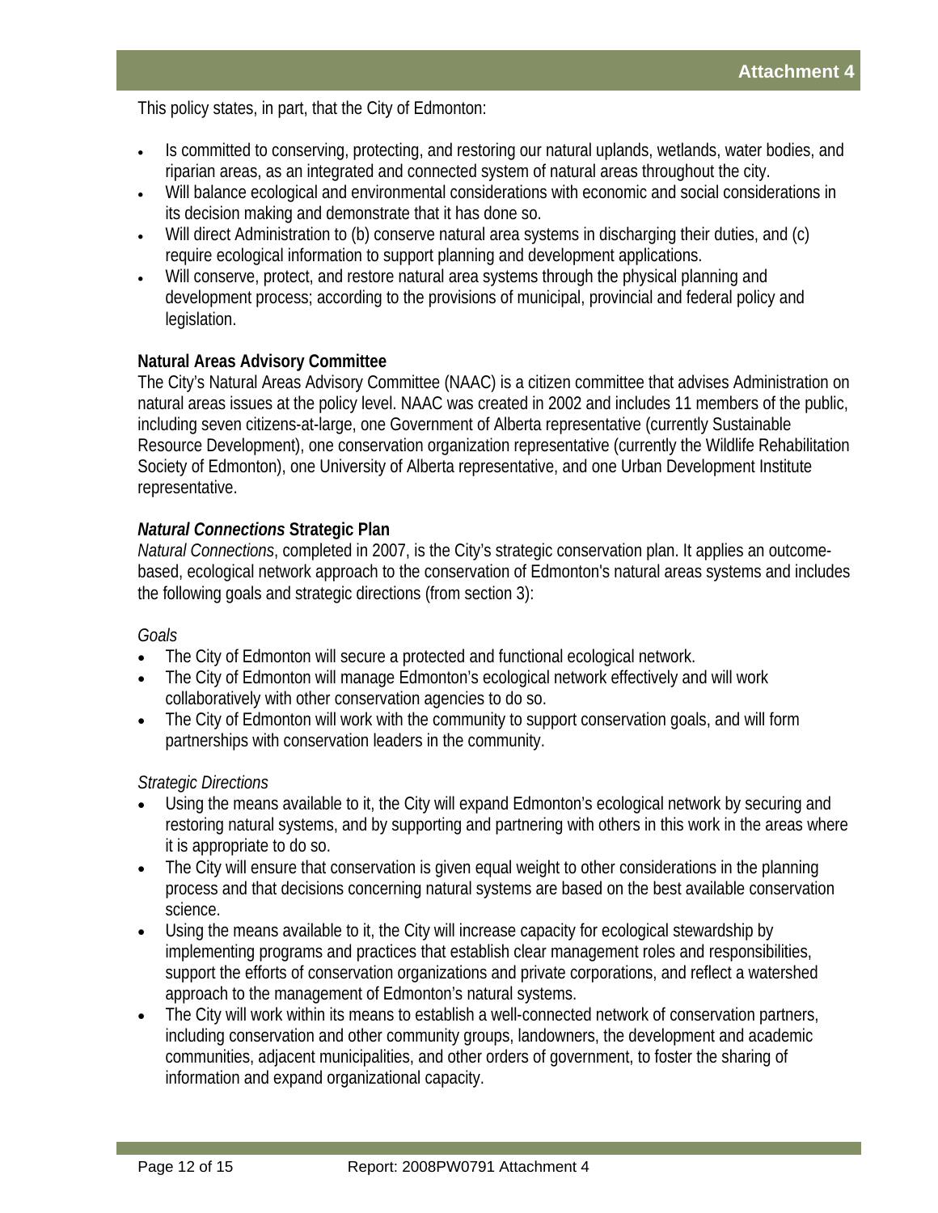This policy states, in part, that the City of Edmonton:

- Is committed to conserving, protecting, and restoring our natural uplands, wetlands, water bodies, and riparian areas, as an integrated and connected system of natural areas throughout the city.
- Will balance ecological and environmental considerations with economic and social considerations in its decision making and demonstrate that it has done so.
- Will direct Administration to (b) conserve natural area systems in discharging their duties, and (c) require ecological information to support planning and development applications.
- Will conserve, protect, and restore natural area systems through the physical planning and development process; according to the provisions of municipal, provincial and federal policy and legislation.

**Natural Areas Advisory Committee**

The City's Natural Areas Advisory Committee (NAAC) is a citizen committee that advises Administration on natural areas issues at the policy level. NAAC was created in 2002 and includes 11 members of the public, including seven citizens-at-large, one Government of Alberta representative (currently Sustainable Resource Development), one conservation organization representative (currently the Wildlife Rehabilitation Society of Edmonton), one University of Alberta representative, and one Urban Development Institute representative.

***Natural Connections* Strategic Plan**

*Natural Connections*, completed in 2007, is the City's strategic conservation plan. It applies an outcome-based, ecological network approach to the conservation of Edmonton's natural areas systems and includes the following goals and strategic directions (from section 3):

*Goals*

- The City of Edmonton will secure a protected and functional ecological network.
- The City of Edmonton will manage Edmonton's ecological network effectively and will work collaboratively with other conservation agencies to do so.
- The City of Edmonton will work with the community to support conservation goals, and will form partnerships with conservation leaders in the community.

*Strategic Directions*

- Using the means available to it, the City will expand Edmonton's ecological network by securing and restoring natural systems, and by supporting and partnering with others in this work in the areas where it is appropriate to do so.
- The City will ensure that conservation is given equal weight to other considerations in the planning process and that decisions concerning natural systems are based on the best available conservation science.
- Using the means available to it, the City will increase capacity for ecological stewardship by implementing programs and practices that establish clear management roles and responsibilities, support the efforts of conservation organizations and private corporations, and reflect a watershed approach to the management of Edmonton's natural systems.
- The City will work within its means to establish a well-connected network of conservation partners, including conservation and other community groups, landowners, the development and academic communities, adjacent municipalities, and other orders of government, to foster the sharing of information and expand organizational capacity.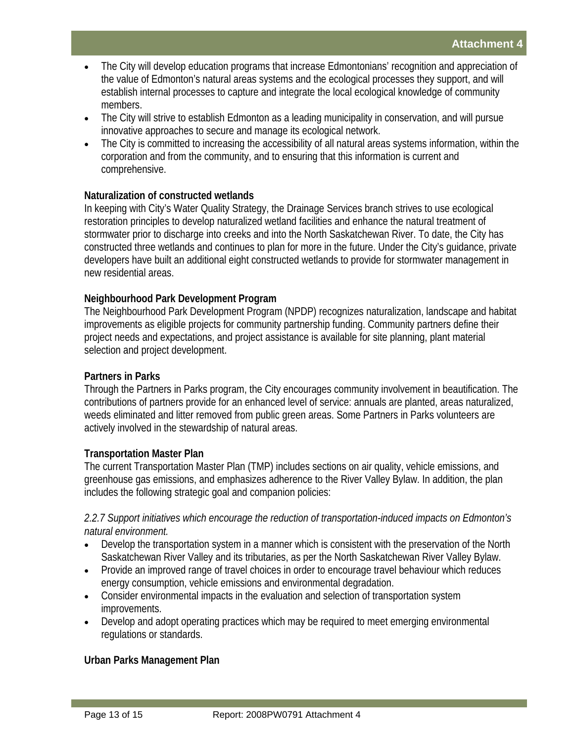- The City will develop education programs that increase Edmontonians' recognition and appreciation of the value of Edmonton's natural areas systems and the ecological processes they support, and will establish internal processes to capture and integrate the local ecological knowledge of community members.
- The City will strive to establish Edmonton as a leading municipality in conservation, and will pursue innovative approaches to secure and manage its ecological network.
- The City is committed to increasing the accessibility of all natural areas systems information, within the corporation and from the community, and to ensuring that this information is current and comprehensive.

**Naturalization of constructed wetlands**

In keeping with City's Water Quality Strategy, the Drainage Services branch strives to use ecological restoration principles to develop naturalized wetland facilities and enhance the natural treatment of stormwater prior to discharge into creeks and into the North Saskatchewan River. To date, the City has constructed three wetlands and continues to plan for more in the future. Under the City's guidance, private developers have built an additional eight constructed wetlands to provide for stormwater management in new residential areas.

**Neighbourhood Park Development Program**

The Neighbourhood Park Development Program (NPDP) recognizes naturalization, landscape and habitat improvements as eligible projects for community partnership funding. Community partners define their project needs and expectations, and project assistance is available for site planning, plant material selection and project development.

**Partners in Parks**

Through the Partners in Parks program, the City encourages community involvement in beautification. The contributions of partners provide for an enhanced level of service: annuals are planted, areas naturalized, weeds eliminated and litter removed from public green areas. Some Partners in Parks volunteers are actively involved in the stewardship of natural areas.

**Transportation Master Plan**

The current Transportation Master Plan (TMP) includes sections on air quality, vehicle emissions, and greenhouse gas emissions, and emphasizes adherence to the River Valley Bylaw. In addition, the plan includes the following strategic goal and companion policies:

*2.2.7 Support initiatives which encourage the reduction of transportation-induced impacts on Edmonton's natural environment.*

- Develop the transportation system in a manner which is consistent with the preservation of the North Saskatchewan River Valley and its tributaries, as per the North Saskatchewan River Valley Bylaw.
- Provide an improved range of travel choices in order to encourage travel behaviour which reduces energy consumption, vehicle emissions and environmental degradation.
- Consider environmental impacts in the evaluation and selection of transportation system improvements.
- Develop and adopt operating practices which may be required to meet emerging environmental regulations or standards.

**Urban Parks Management Plan**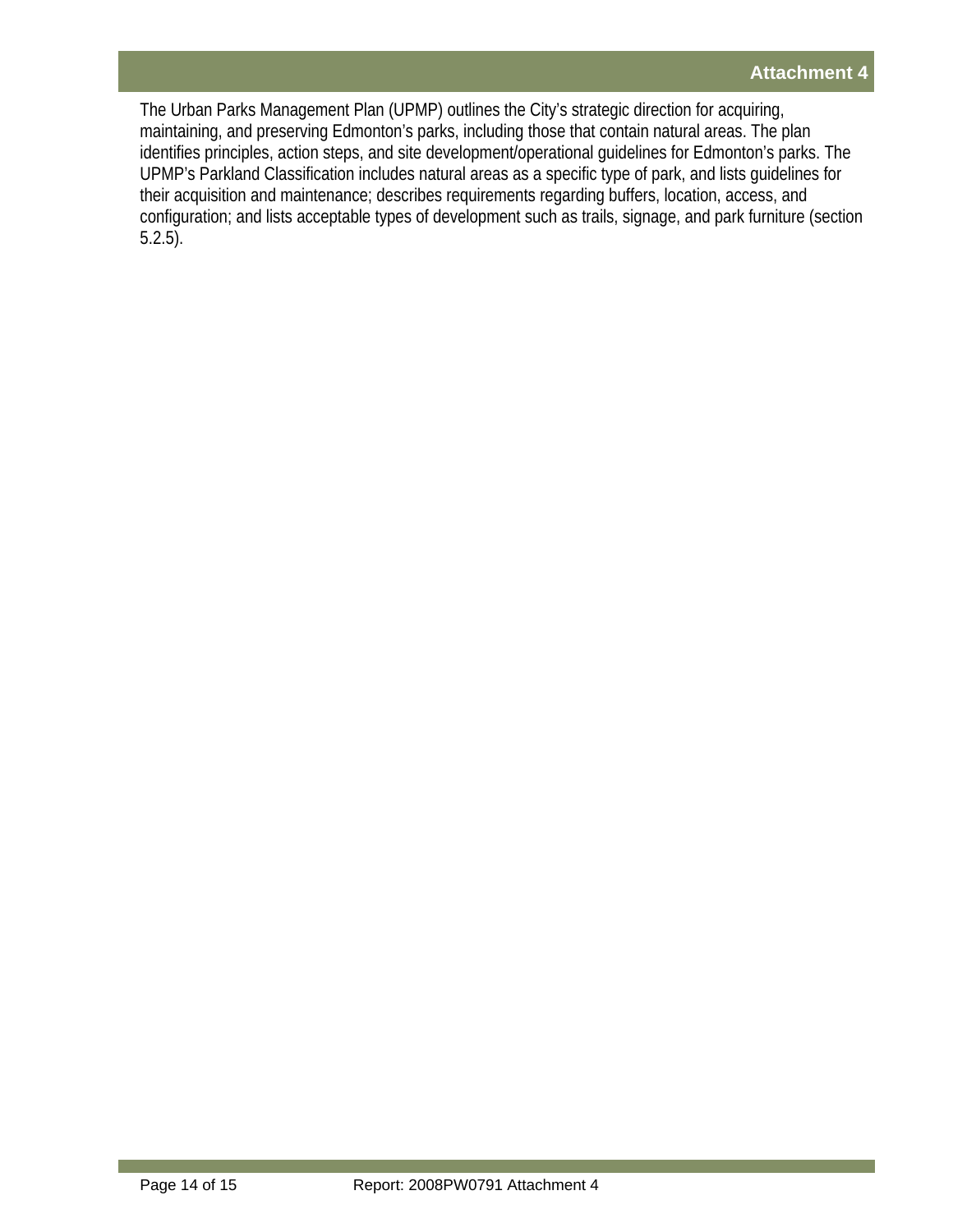The Urban Parks Management Plan (UPMP) outlines the City's strategic direction for acquiring, maintaining, and preserving Edmonton's parks, including those that contain natural areas. The plan identifies principles, action steps, and site development/operational guidelines for Edmonton's parks. The UPMP's Parkland Classification includes natural areas as a specific type of park, and lists guidelines for their acquisition and maintenance; describes requirements regarding buffers, location, access, and configuration; and lists acceptable types of development such as trails, signage, and park furniture (section 5.2.5).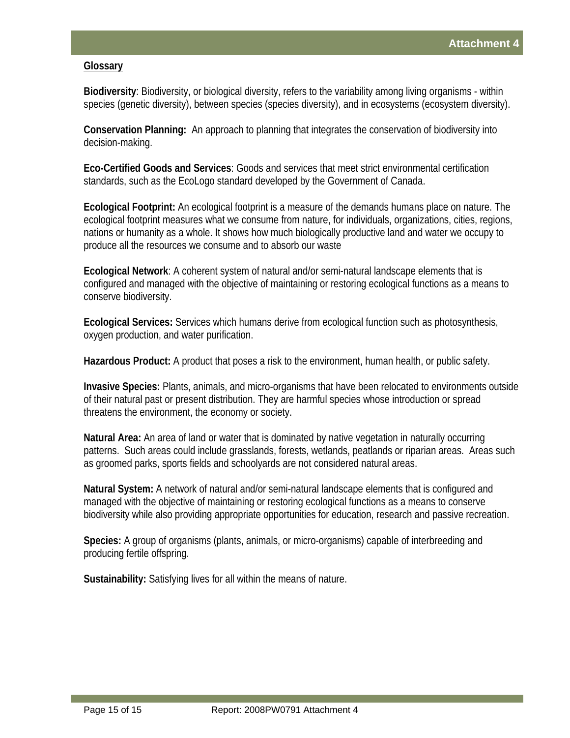**Glossary**

**Biodiversity**: Biodiversity, or biological diversity, refers to the variability among living organisms - within species (genetic diversity), between species (species diversity), and in ecosystems (ecosystem diversity).

**Conservation Planning:** An approach to planning that integrates the conservation of biodiversity into decision-making.

**Eco-Certified Goods and Services**: Goods and services that meet strict environmental certification standards, such as the EcoLogo standard developed by the Government of Canada.

**Ecological Footprint:** An ecological footprint is a measure of the demands humans place on nature. The ecological footprint measures what we consume from nature, for individuals, organizations, cities, regions, nations or humanity as a whole. It shows how much biologically productive land and water we occupy to produce all the resources we consume and to absorb our waste

**Ecological Network**: A coherent system of natural and/or semi-natural landscape elements that is configured and managed with the objective of maintaining or restoring ecological functions as a means to conserve biodiversity.

**Ecological Services:** Services which humans derive from ecological function such as photosynthesis, oxygen production, and water purification.

**Hazardous Product:** A product that poses a risk to the environment, human health, or public safety.

**Invasive Species:** Plants, animals, and micro-organisms that have been relocated to environments outside of their natural past or present distribution. They are harmful species whose introduction or spread threatens the environment, the economy or society.

**Natural Area:** An area of land or water that is dominated by native vegetation in naturally occurring patterns. Such areas could include grasslands, forests, wetlands, peatlands or riparian areas. Areas such as groomed parks, sports fields and schoolyards are not considered natural areas.

**Natural System:** A network of natural and/or semi-natural landscape elements that is configured and managed with the objective of maintaining or restoring ecological functions as a means to conserve biodiversity while also providing appropriate opportunities for education, research and passive recreation.

**Species:** A group of organisms (plants, animals, or micro-organisms) capable of interbreeding and producing fertile offspring.

**Sustainability:** Satisfying lives for all within the means of nature.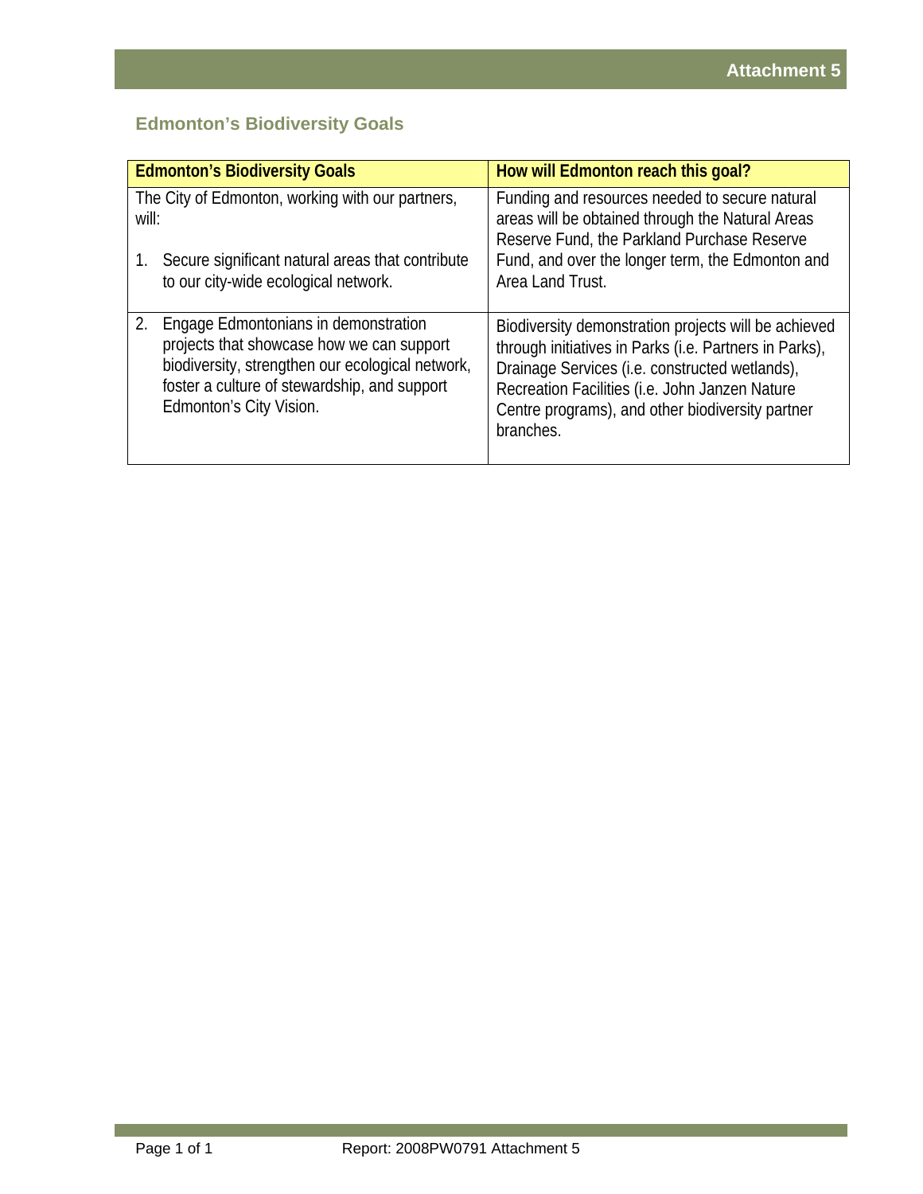## Edmonton's Biodiversity Goals

| Edmonton's Biodiversity Goals | How will Edmonton reach this goal? |
|---|---|
| The City of Edmonton, working with our partners, will:<br><br>1. Secure significant natural areas that contribute to our city-wide ecological network. | Funding and resources needed to secure natural areas will be obtained through the Natural Areas Reserve Fund, the Parkland Purchase Reserve Fund, and over the longer term, the Edmonton and Area Land Trust. |
| 2. Engage Edmontonians in demonstration projects that showcase how we can support biodiversity, strengthen our ecological network, foster a culture of stewardship, and support Edmonton's City Vision. | Biodiversity demonstration projects will be achieved through initiatives in Parks (i.e. Partners in Parks), Drainage Services (i.e. constructed wetlands), Recreation Facilities (i.e. John Janzen Nature Centre programs), and other biodiversity partner branches. |